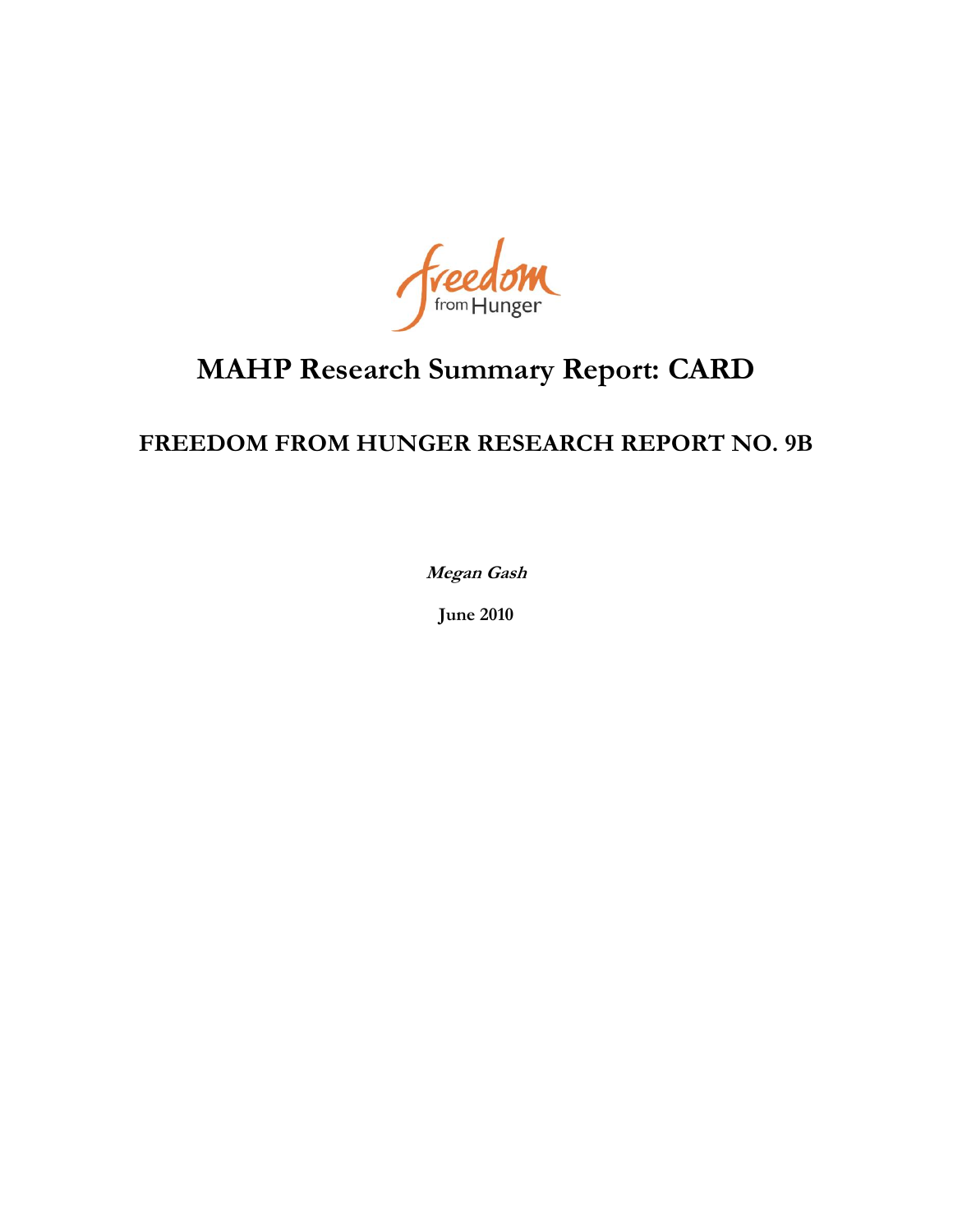# MAHP Research Summary Report: CARD

## FREEDOM FROM HUNGER RESEARCH REPORT NO. 9B

***Megan Gash***

**June 2010**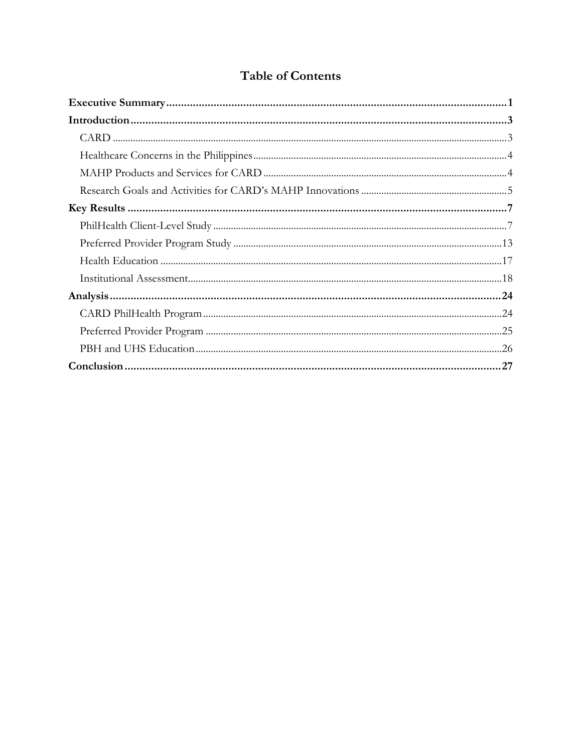# Table of Contents

**Executive Summary** .......... **1**

**Introduction** .......... **3**

- CARD .......... 3
- Healthcare Concerns in the Philippines .......... 4
- MAHP Products and Services for CARD .......... 4
- Research Goals and Activities for CARD's MAHP Innovations .......... 5

**Key Results** .......... **7**

- PhilHealth Client-Level Study .......... 7
- Preferred Provider Program Study .......... 13
- Health Education .......... 17
- Institutional Assessment .......... 18

**Analysis** .......... **24**

- CARD PhilHealth Program .......... 24
- Preferred Provider Program .......... 25
- PBH and UHS Education .......... 26

**Conclusion** .......... **27**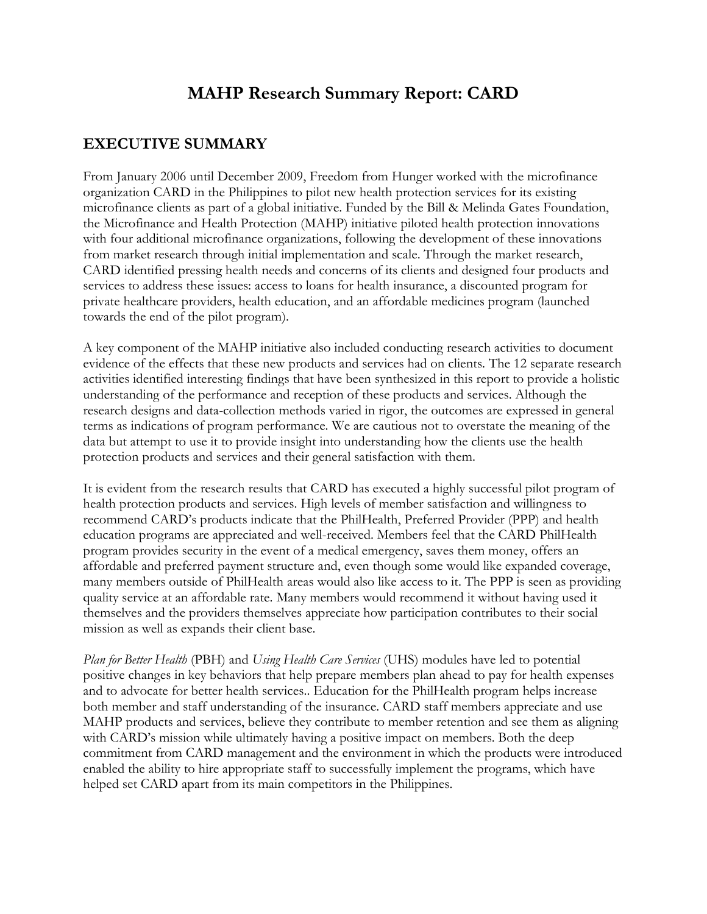# MAHP Research Summary Report: CARD

## EXECUTIVE SUMMARY

From January 2006 until December 2009, Freedom from Hunger worked with the microfinance organization CARD in the Philippines to pilot new health protection services for its existing microfinance clients as part of a global initiative. Funded by the Bill & Melinda Gates Foundation, the Microfinance and Health Protection (MAHP) initiative piloted health protection innovations with four additional microfinance organizations, following the development of these innovations from market research through initial implementation and scale. Through the market research, CARD identified pressing health needs and concerns of its clients and designed four products and services to address these issues: access to loans for health insurance, a discounted program for private healthcare providers, health education, and an affordable medicines program (launched towards the end of the pilot program).

A key component of the MAHP initiative also included conducting research activities to document evidence of the effects that these new products and services had on clients. The 12 separate research activities identified interesting findings that have been synthesized in this report to provide a holistic understanding of the performance and reception of these products and services. Although the research designs and data-collection methods varied in rigor, the outcomes are expressed in general terms as indications of program performance. We are cautious not to overstate the meaning of the data but attempt to use it to provide insight into understanding how the clients use the health protection products and services and their general satisfaction with them.

It is evident from the research results that CARD has executed a highly successful pilot program of health protection products and services. High levels of member satisfaction and willingness to recommend CARD's products indicate that the PhilHealth, Preferred Provider (PPP) and health education programs are appreciated and well-received. Members feel that the CARD PhilHealth program provides security in the event of a medical emergency, saves them money, offers an affordable and preferred payment structure and, even though some would like expanded coverage, many members outside of PhilHealth areas would also like access to it. The PPP is seen as providing quality service at an affordable rate. Many members would recommend it without having used it themselves and the providers themselves appreciate how participation contributes to their social mission as well as expands their client base.

*Plan for Better Health* (PBH) and *Using Health Care Services* (UHS) modules have led to potential positive changes in key behaviors that help prepare members plan ahead to pay for health expenses and to advocate for better health services.. Education for the PhilHealth program helps increase both member and staff understanding of the insurance. CARD staff members appreciate and use MAHP products and services, believe they contribute to member retention and see them as aligning with CARD's mission while ultimately having a positive impact on members. Both the deep commitment from CARD management and the environment in which the products were introduced enabled the ability to hire appropriate staff to successfully implement the programs, which have helped set CARD apart from its main competitors in the Philippines.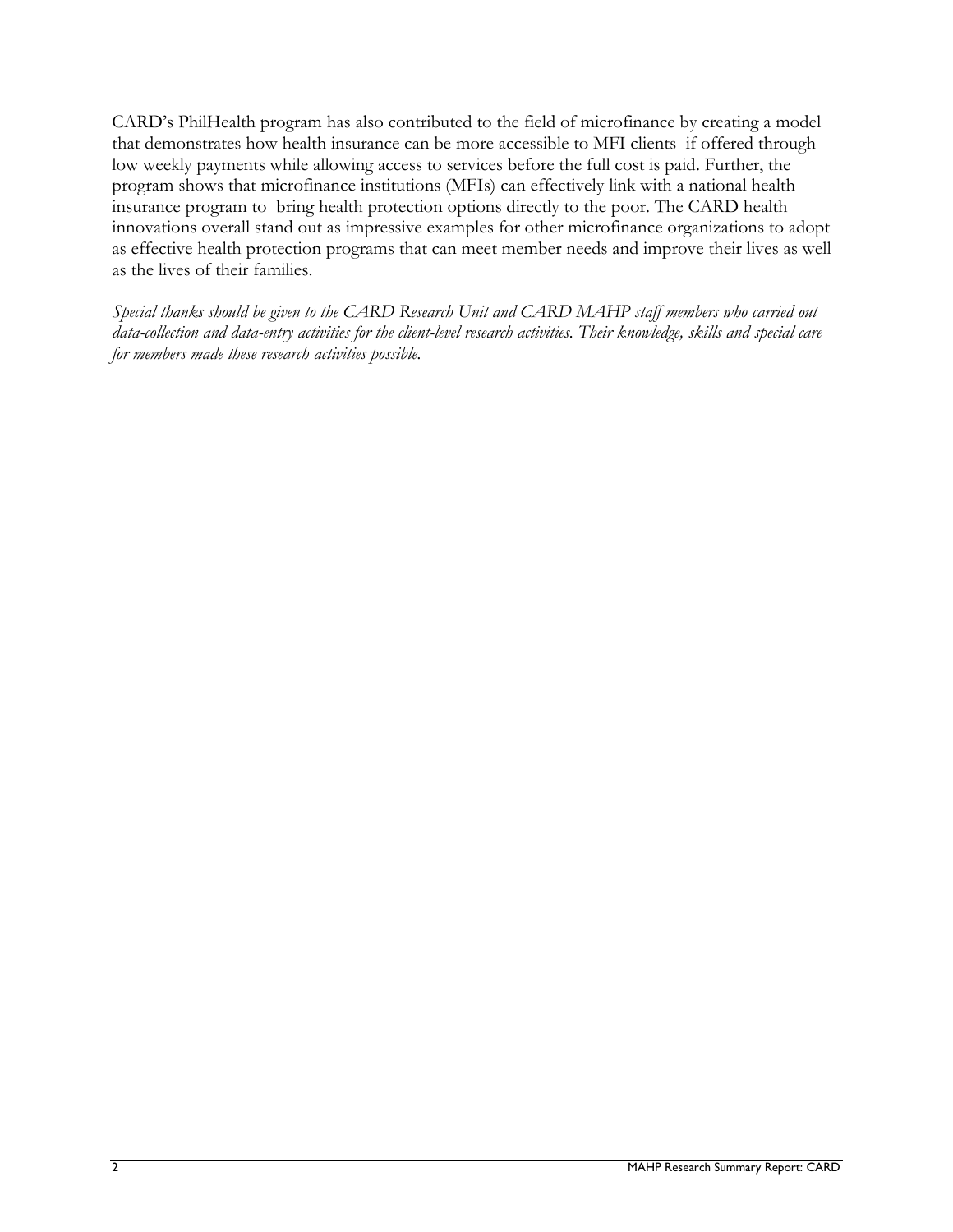CARD's PhilHealth program has also contributed to the field of microfinance by creating a model that demonstrates how health insurance can be more accessible to MFI clients if offered through low weekly payments while allowing access to services before the full cost is paid. Further, the program shows that microfinance institutions (MFIs) can effectively link with a national health insurance program to bring health protection options directly to the poor. The CARD health innovations overall stand out as impressive examples for other microfinance organizations to adopt as effective health protection programs that can meet member needs and improve their lives as well as the lives of their families.

*Special thanks should be given to the CARD Research Unit and CARD MAHP staff members who carried out data-collection and data-entry activities for the client-level research activities. Their knowledge, skills and special care for members made these research activities possible.*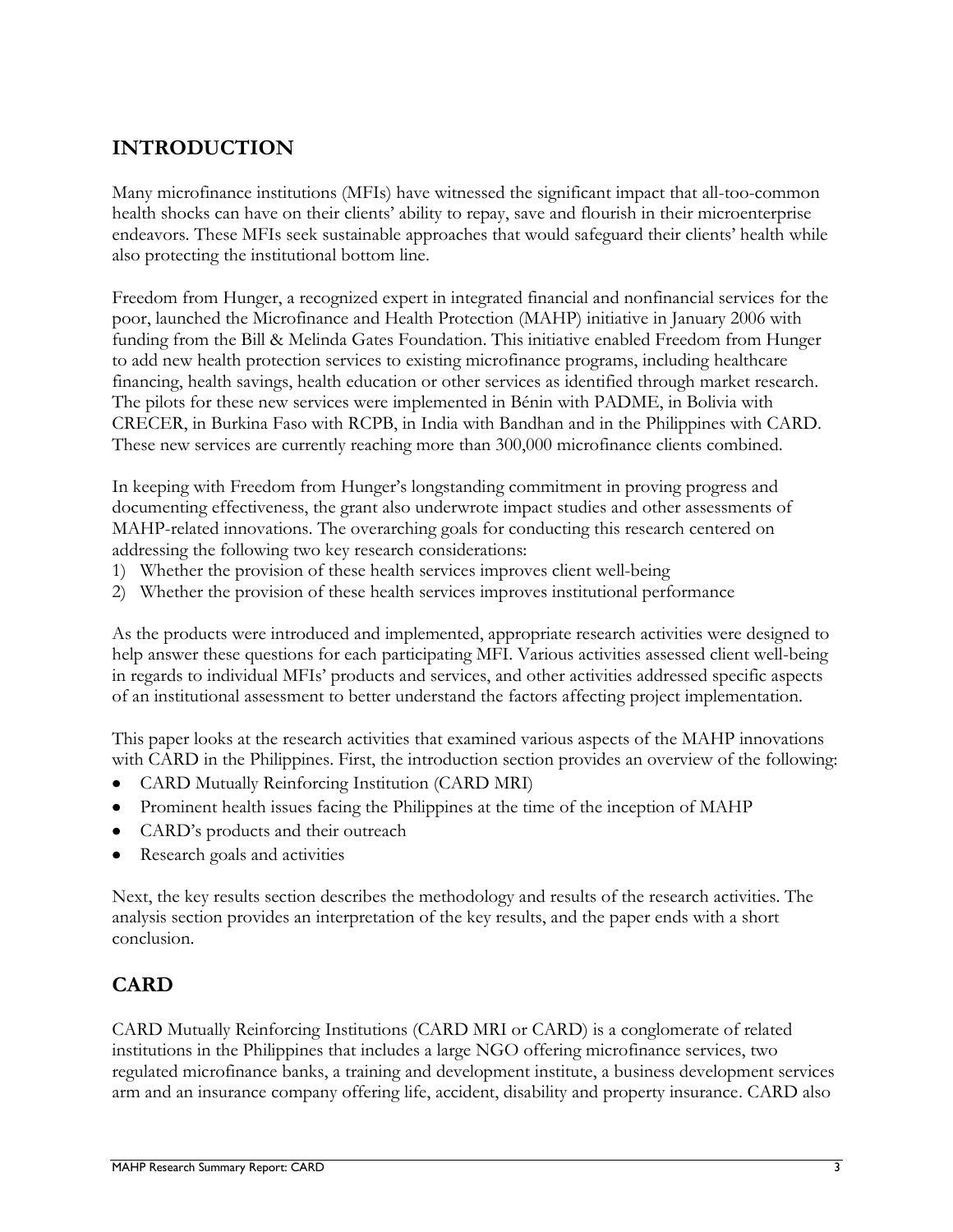## INTRODUCTION

Many microfinance institutions (MFIs) have witnessed the significant impact that all-too-common health shocks can have on their clients' ability to repay, save and flourish in their microenterprise endeavors. These MFIs seek sustainable approaches that would safeguard their clients' health while also protecting the institutional bottom line.

Freedom from Hunger, a recognized expert in integrated financial and nonfinancial services for the poor, launched the Microfinance and Health Protection (MAHP) initiative in January 2006 with funding from the Bill & Melinda Gates Foundation. This initiative enabled Freedom from Hunger to add new health protection services to existing microfinance programs, including healthcare financing, health savings, health education or other services as identified through market research. The pilots for these new services were implemented in Bénin with PADME, in Bolivia with CRECER, in Burkina Faso with RCPB, in India with Bandhan and in the Philippines with CARD. These new services are currently reaching more than 300,000 microfinance clients combined.

In keeping with Freedom from Hunger's longstanding commitment in proving progress and documenting effectiveness, the grant also underwrote impact studies and other assessments of MAHP-related innovations. The overarching goals for conducting this research centered on addressing the following two key research considerations:

1) Whether the provision of these health services improves client well-being
2) Whether the provision of these health services improves institutional performance

As the products were introduced and implemented, appropriate research activities were designed to help answer these questions for each participating MFI. Various activities assessed client well-being in regards to individual MFIs' products and services, and other activities addressed specific aspects of an institutional assessment to better understand the factors affecting project implementation.

This paper looks at the research activities that examined various aspects of the MAHP innovations with CARD in the Philippines. First, the introduction section provides an overview of the following:

- CARD Mutually Reinforcing Institution (CARD MRI)
- Prominent health issues facing the Philippines at the time of the inception of MAHP
- CARD's products and their outreach
- Research goals and activities

Next, the key results section describes the methodology and results of the research activities. The analysis section provides an interpretation of the key results, and the paper ends with a short conclusion.

## CARD

CARD Mutually Reinforcing Institutions (CARD MRI or CARD) is a conglomerate of related institutions in the Philippines that includes a large NGO offering microfinance services, two regulated microfinance banks, a training and development institute, a business development services arm and an insurance company offering life, accident, disability and property insurance. CARD also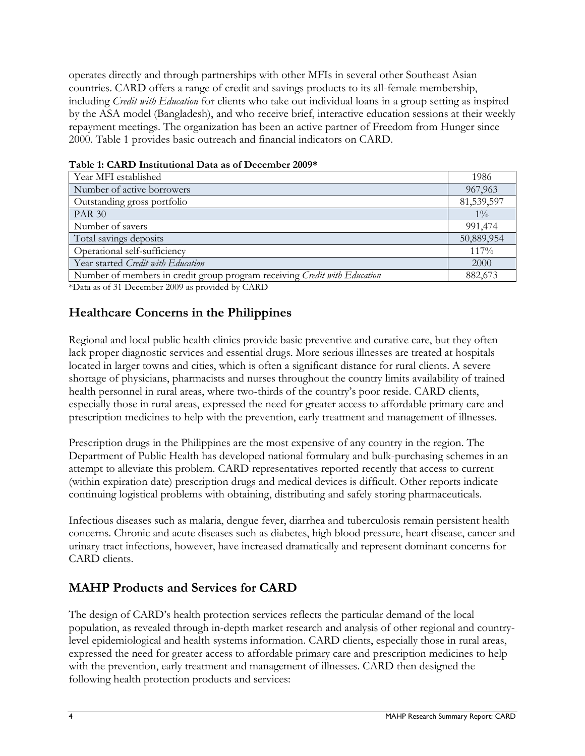operates directly and through partnerships with other MFIs in several other Southeast Asian countries. CARD offers a range of credit and savings products to its all-female membership, including *Credit with Education* for clients who take out individual loans in a group setting as inspired by the ASA model (Bangladesh), and who receive brief, interactive education sessions at their weekly repayment meetings. The organization has been an active partner of Freedom from Hunger since 2000. Table 1 provides basic outreach and financial indicators on CARD.

**Table 1: CARD Institutional Data as of December 2009***

| | |
|---|---|
| Year MFI established | 1986 |
| Number of active borrowers | 967,963 |
| Outstanding gross portfolio | 81,539,597 |
| PAR 30 | 1% |
| Number of savers | 991,474 |
| Total savings deposits | 50,889,954 |
| Operational self-sufficiency | 117% |
| Year started *Credit with Education* | 2000 |
| Number of members in credit group program receiving *Credit with Education* | 882,673 |

*Data as of 31 December 2009 as provided by CARD

## Healthcare Concerns in the Philippines

Regional and local public health clinics provide basic preventive and curative care, but they often lack proper diagnostic services and essential drugs. More serious illnesses are treated at hospitals located in larger towns and cities, which is often a significant distance for rural clients. A severe shortage of physicians, pharmacists and nurses throughout the country limits availability of trained health personnel in rural areas, where two-thirds of the country's poor reside. CARD clients, especially those in rural areas, expressed the need for greater access to affordable primary care and prescription medicines to help with the prevention, early treatment and management of illnesses.

Prescription drugs in the Philippines are the most expensive of any country in the region. The Department of Public Health has developed national formulary and bulk-purchasing schemes in an attempt to alleviate this problem. CARD representatives reported recently that access to current (within expiration date) prescription drugs and medical devices is difficult. Other reports indicate continuing logistical problems with obtaining, distributing and safely storing pharmaceuticals.

Infectious diseases such as malaria, dengue fever, diarrhea and tuberculosis remain persistent health concerns. Chronic and acute diseases such as diabetes, high blood pressure, heart disease, cancer and urinary tract infections, however, have increased dramatically and represent dominant concerns for CARD clients.

## MAHP Products and Services for CARD

The design of CARD's health protection services reflects the particular demand of the local population, as revealed through in-depth market research and analysis of other regional and country-level epidemiological and health systems information. CARD clients, especially those in rural areas, expressed the need for greater access to affordable primary care and prescription medicines to help with the prevention, early treatment and management of illnesses. CARD then designed the following health protection products and services: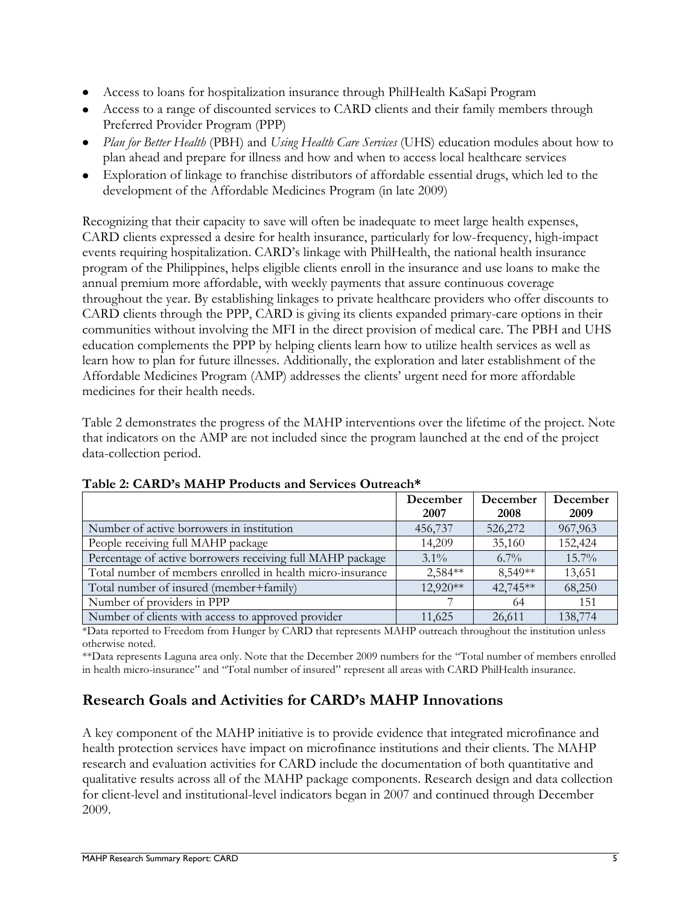- Access to loans for hospitalization insurance through PhilHealth KaSapi Program
- Access to a range of discounted services to CARD clients and their family members through Preferred Provider Program (PPP)
- *Plan for Better Health* (PBH) and *Using Health Care Services* (UHS) education modules about how to plan ahead and prepare for illness and how and when to access local healthcare services
- Exploration of linkage to franchise distributors of affordable essential drugs, which led to the development of the Affordable Medicines Program (in late 2009)

Recognizing that their capacity to save will often be inadequate to meet large health expenses, CARD clients expressed a desire for health insurance, particularly for low-frequency, high-impact events requiring hospitalization. CARD's linkage with PhilHealth, the national health insurance program of the Philippines, helps eligible clients enroll in the insurance and use loans to make the annual premium more affordable, with weekly payments that assure continuous coverage throughout the year. By establishing linkages to private healthcare providers who offer discounts to CARD clients through the PPP, CARD is giving its clients expanded primary-care options in their communities without involving the MFI in the direct provision of medical care. The PBH and UHS education complements the PPP by helping clients learn how to utilize health services as well as learn how to plan for future illnesses. Additionally, the exploration and later establishment of the Affordable Medicines Program (AMP) addresses the clients' urgent need for more affordable medicines for their health needs.

Table 2 demonstrates the progress of the MAHP interventions over the lifetime of the project. Note that indicators on the AMP are not included since the program launched at the end of the project data-collection period.

**Table 2: CARD's MAHP Products and Services Outreach***

| | December 2007 | December 2008 | December 2009 |
|---|---|---|---|
| Number of active borrowers in institution | 456,737 | 526,272 | 967,963 |
| People receiving full MAHP package | 14,209 | 35,160 | 152,424 |
| Percentage of active borrowers receiving full MAHP package | 3.1% | 6.7% | 15.7% |
| Total number of members enrolled in health micro-insurance | 2,584** | 8,549** | 13,651 |
| Total number of insured (member+family) | 12,920** | 42,745** | 68,250 |
| Number of providers in PPP | 7 | 64 | 151 |
| Number of clients with access to approved provider | 11,625 | 26,611 | 138,774 |

*Data reported to Freedom from Hunger by CARD that represents MAHP outreach throughout the institution unless otherwise noted.

**Data represents Laguna area only. Note that the December 2009 numbers for the "Total number of members enrolled in health micro-insurance" and "Total number of insured" represent all areas with CARD PhilHealth insurance.

## Research Goals and Activities for CARD's MAHP Innovations

A key component of the MAHP initiative is to provide evidence that integrated microfinance and health protection services have impact on microfinance institutions and their clients. The MAHP research and evaluation activities for CARD include the documentation of both quantitative and qualitative results across all of the MAHP package components. Research design and data collection for client-level and institutional-level indicators began in 2007 and continued through December 2009.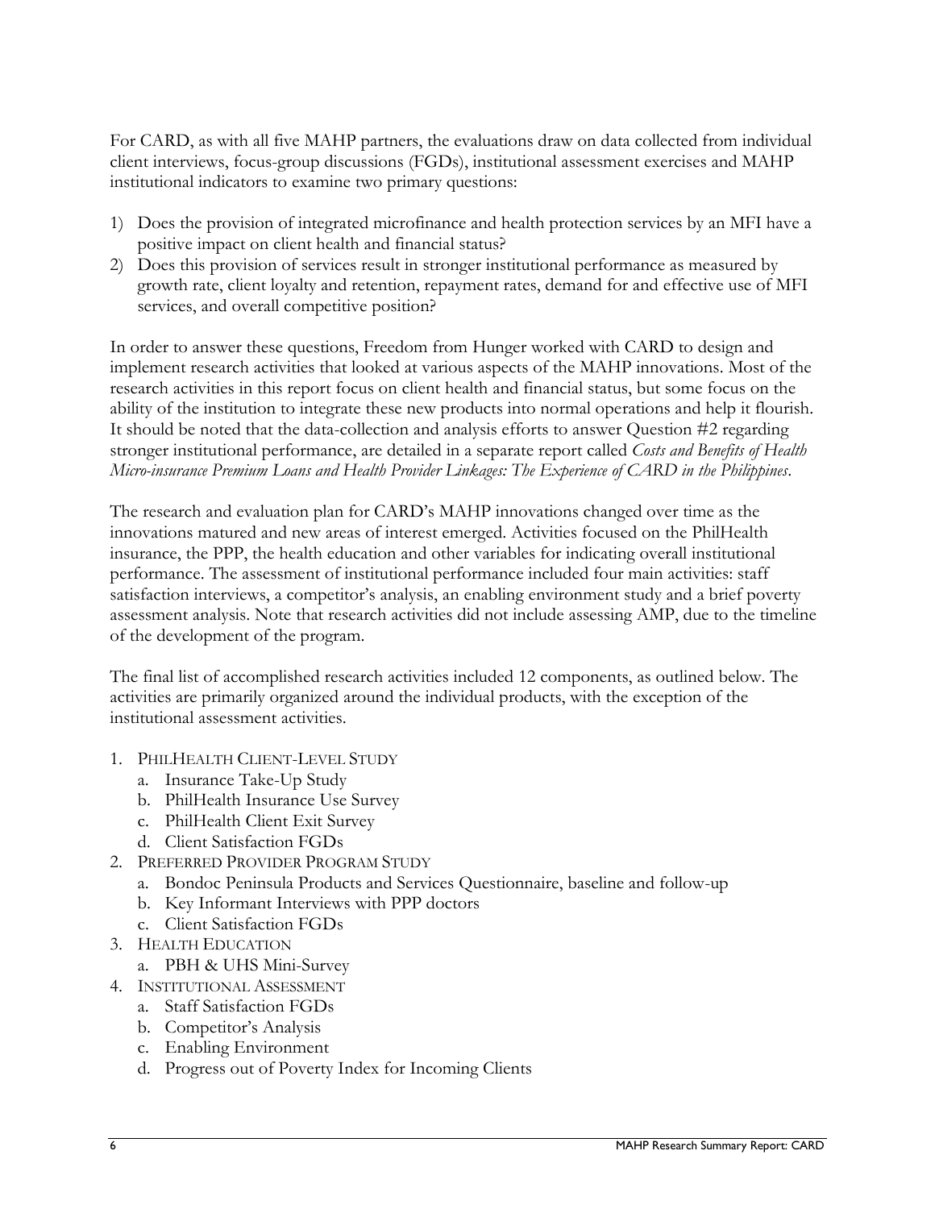For CARD, as with all five MAHP partners, the evaluations draw on data collected from individual client interviews, focus-group discussions (FGDs), institutional assessment exercises and MAHP institutional indicators to examine two primary questions:

1) Does the provision of integrated microfinance and health protection services by an MFI have a positive impact on client health and financial status?
2) Does this provision of services result in stronger institutional performance as measured by growth rate, client loyalty and retention, repayment rates, demand for and effective use of MFI services, and overall competitive position?

In order to answer these questions, Freedom from Hunger worked with CARD to design and implement research activities that looked at various aspects of the MAHP innovations. Most of the research activities in this report focus on client health and financial status, but some focus on the ability of the institution to integrate these new products into normal operations and help it flourish. It should be noted that the data-collection and analysis efforts to answer Question #2 regarding stronger institutional performance, are detailed in a separate report called *Costs and Benefits of Health Micro-insurance Premium Loans and Health Provider Linkages: The Experience of CARD in the Philippines*.

The research and evaluation plan for CARD's MAHP innovations changed over time as the innovations matured and new areas of interest emerged. Activities focused on the PhilHealth insurance, the PPP, the health education and other variables for indicating overall institutional performance. The assessment of institutional performance included four main activities: staff satisfaction interviews, a competitor's analysis, an enabling environment study and a brief poverty assessment analysis. Note that research activities did not include assessing AMP, due to the timeline of the development of the program.

The final list of accomplished research activities included 12 components, as outlined below. The activities are primarily organized around the individual products, with the exception of the institutional assessment activities.

1. PHILHEALTH CLIENT-LEVEL STUDY
   a. Insurance Take-Up Study
   b. PhilHealth Insurance Use Survey
   c. PhilHealth Client Exit Survey
   d. Client Satisfaction FGDs
2. PREFERRED PROVIDER PROGRAM STUDY
   a. Bondoc Peninsula Products and Services Questionnaire, baseline and follow-up
   b. Key Informant Interviews with PPP doctors
   c. Client Satisfaction FGDs
3. HEALTH EDUCATION
   a. PBH & UHS Mini-Survey
4. INSTITUTIONAL ASSESSMENT
   a. Staff Satisfaction FGDs
   b. Competitor's Analysis
   c. Enabling Environment
   d. Progress out of Poverty Index for Incoming Clients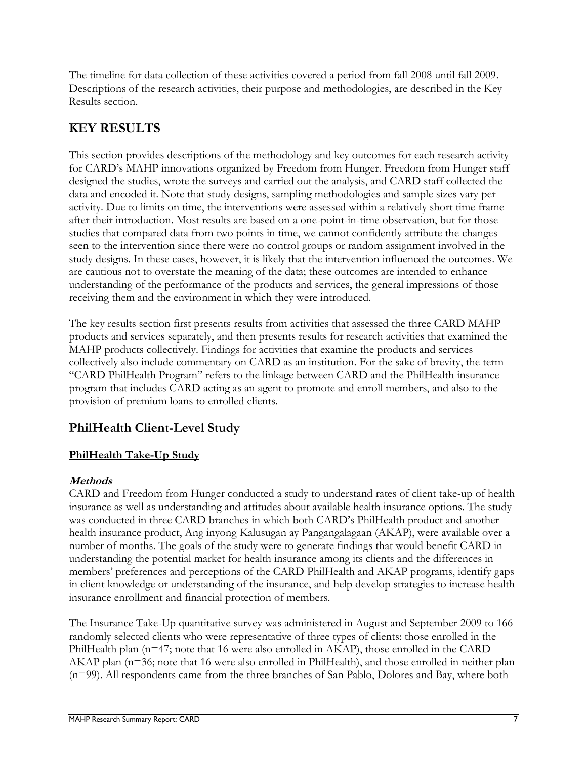The timeline for data collection of these activities covered a period from fall 2008 until fall 2009. Descriptions of the research activities, their purpose and methodologies, are described in the Key Results section.

## KEY RESULTS

This section provides descriptions of the methodology and key outcomes for each research activity for CARD's MAHP innovations organized by Freedom from Hunger. Freedom from Hunger staff designed the studies, wrote the surveys and carried out the analysis, and CARD staff collected the data and encoded it. Note that study designs, sampling methodologies and sample sizes vary per activity. Due to limits on time, the interventions were assessed within a relatively short time frame after their introduction. Most results are based on a one-point-in-time observation, but for those studies that compared data from two points in time, we cannot confidently attribute the changes seen to the intervention since there were no control groups or random assignment involved in the study designs. In these cases, however, it is likely that the intervention influenced the outcomes. We are cautious not to overstate the meaning of the data; these outcomes are intended to enhance understanding of the performance of the products and services, the general impressions of those receiving them and the environment in which they were introduced.

The key results section first presents results from activities that assessed the three CARD MAHP products and services separately, and then presents results for research activities that examined the MAHP products collectively. Findings for activities that examine the products and services collectively also include commentary on CARD as an institution. For the sake of brevity, the term "CARD PhilHealth Program" refers to the linkage between CARD and the PhilHealth insurance program that includes CARD acting as an agent to promote and enroll members, and also to the provision of premium loans to enrolled clients.

## PhilHealth Client-Level Study

### PhilHealth Take-Up Study

#### *Methods*

CARD and Freedom from Hunger conducted a study to understand rates of client take-up of health insurance as well as understanding and attitudes about available health insurance options. The study was conducted in three CARD branches in which both CARD's PhilHealth product and another health insurance product, Ang inyong Kalusugan ay Pangangalagaan (AKAP), were available over a number of months. The goals of the study were to generate findings that would benefit CARD in understanding the potential market for health insurance among its clients and the differences in members' preferences and perceptions of the CARD PhilHealth and AKAP programs, identify gaps in client knowledge or understanding of the insurance, and help develop strategies to increase health insurance enrollment and financial protection of members.

The Insurance Take-Up quantitative survey was administered in August and September 2009 to 166 randomly selected clients who were representative of three types of clients: those enrolled in the PhilHealth plan (n=47; note that 16 were also enrolled in AKAP), those enrolled in the CARD AKAP plan (n=36; note that 16 were also enrolled in PhilHealth), and those enrolled in neither plan (n=99). All respondents came from the three branches of San Pablo, Dolores and Bay, where both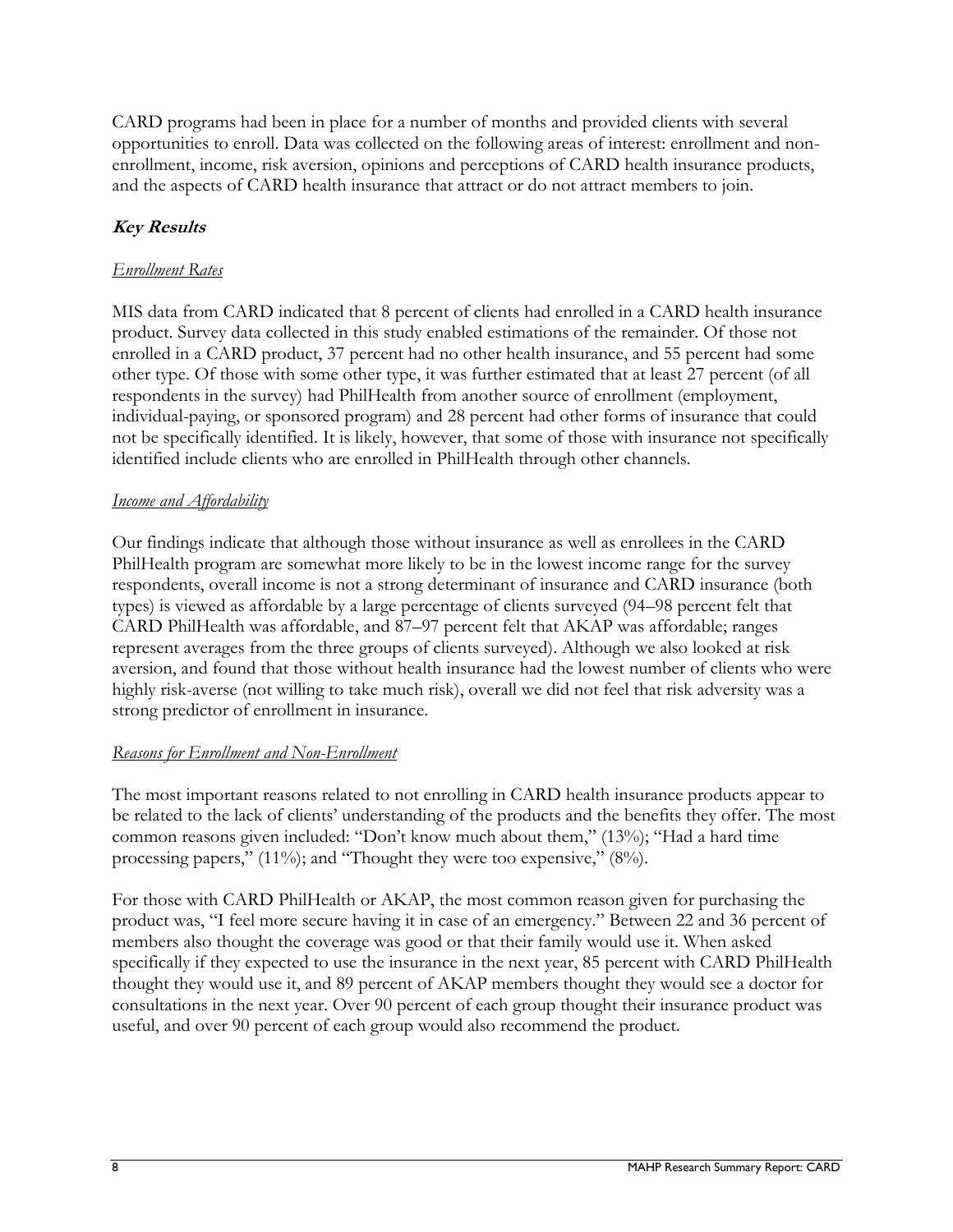CARD programs had been in place for a number of months and provided clients with several opportunities to enroll. Data was collected on the following areas of interest: enrollment and non-enrollment, income, risk aversion, opinions and perceptions of CARD health insurance products, and the aspects of CARD health insurance that attract or do not attract members to join.

### ***Key Results***

*Enrollment Rates*

MIS data from CARD indicated that 8 percent of clients had enrolled in a CARD health insurance product. Survey data collected in this study enabled estimations of the remainder. Of those not enrolled in a CARD product, 37 percent had no other health insurance, and 55 percent had some other type. Of those with some other type, it was further estimated that at least 27 percent (of all respondents in the survey) had PhilHealth from another source of enrollment (employment, individual-paying, or sponsored program) and 28 percent had other forms of insurance that could not be specifically identified. It is likely, however, that some of those with insurance not specifically identified include clients who are enrolled in PhilHealth through other channels.

*Income and Affordability*

Our findings indicate that although those without insurance as well as enrollees in the CARD PhilHealth program are somewhat more likely to be in the lowest income range for the survey respondents, overall income is not a strong determinant of insurance and CARD insurance (both types) is viewed as affordable by a large percentage of clients surveyed (94–98 percent felt that CARD PhilHealth was affordable, and 87–97 percent felt that AKAP was affordable; ranges represent averages from the three groups of clients surveyed). Although we also looked at risk aversion, and found that those without health insurance had the lowest number of clients who were highly risk-averse (not willing to take much risk), overall we did not feel that risk adversity was a strong predictor of enrollment in insurance.

*Reasons for Enrollment and Non-Enrollment*

The most important reasons related to not enrolling in CARD health insurance products appear to be related to the lack of clients' understanding of the products and the benefits they offer. The most common reasons given included: "Don't know much about them," (13%); "Had a hard time processing papers," (11%); and "Thought they were too expensive," (8%).

For those with CARD PhilHealth or AKAP, the most common reason given for purchasing the product was, "I feel more secure having it in case of an emergency." Between 22 and 36 percent of members also thought the coverage was good or that their family would use it. When asked specifically if they expected to use the insurance in the next year, 85 percent with CARD PhilHealth thought they would use it, and 89 percent of AKAP members thought they would see a doctor for consultations in the next year. Over 90 percent of each group thought their insurance product was useful, and over 90 percent of each group would also recommend the product.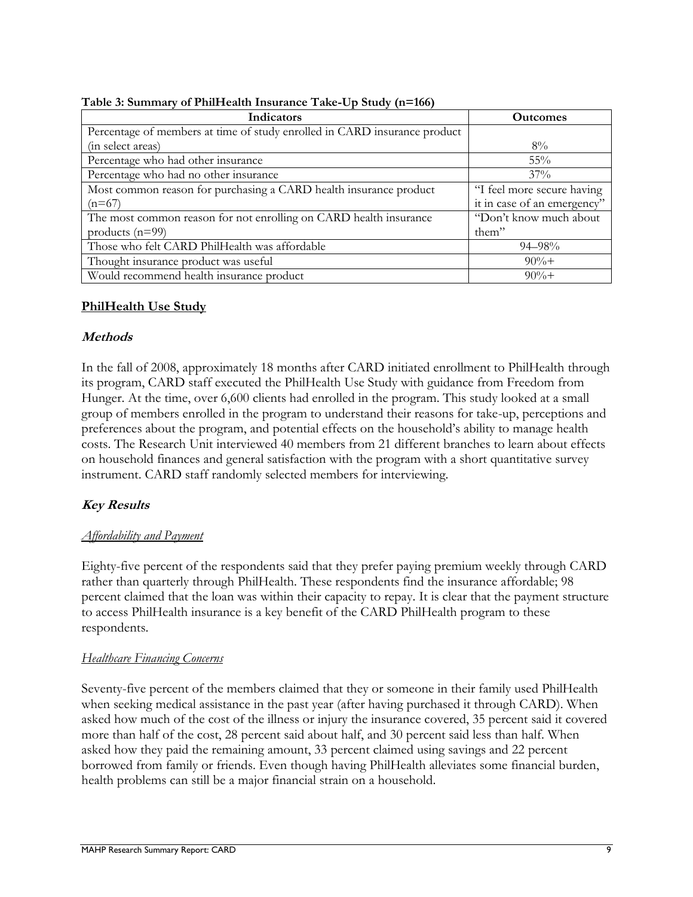**Table 3: Summary of PhilHealth Insurance Take-Up Study (n=166)**

| Indicators | Outcomes |
|---|---|
| Percentage of members at time of study enrolled in CARD insurance product (in select areas) | 8% |
| Percentage who had other insurance | 55% |
| Percentage who had no other insurance | 37% |
| Most common reason for purchasing a CARD health insurance product (n=67) | "I feel more secure having it in case of an emergency" |
| The most common reason for not enrolling on CARD health insurance products (n=99) | "Don't know much about them" |
| Those who felt CARD PhilHealth was affordable | 94–98% |
| Thought insurance product was useful | 90%+ |
| Would recommend health insurance product | 90%+ |

## PhilHealth Use Study

### *Methods*

In the fall of 2008, approximately 18 months after CARD initiated enrollment to PhilHealth through its program, CARD staff executed the PhilHealth Use Study with guidance from Freedom from Hunger. At the time, over 6,600 clients had enrolled in the program. This study looked at a small group of members enrolled in the program to understand their reasons for take-up, perceptions and preferences about the program, and potential effects on the household's ability to manage health costs. The Research Unit interviewed 40 members from 21 different branches to learn about effects on household finances and general satisfaction with the program with a short quantitative survey instrument. CARD staff randomly selected members for interviewing.

### *Key Results*

*Affordability and Payment*

Eighty-five percent of the respondents said that they prefer paying premium weekly through CARD rather than quarterly through PhilHealth. These respondents find the insurance affordable; 98 percent claimed that the loan was within their capacity to repay. It is clear that the payment structure to access PhilHealth insurance is a key benefit of the CARD PhilHealth program to these respondents.

*Healthcare Financing Concerns*

Seventy-five percent of the members claimed that they or someone in their family used PhilHealth when seeking medical assistance in the past year (after having purchased it through CARD). When asked how much of the cost of the illness or injury the insurance covered, 35 percent said it covered more than half of the cost, 28 percent said about half, and 30 percent said less than half. When asked how they paid the remaining amount, 33 percent claimed using savings and 22 percent borrowed from family or friends. Even though having PhilHealth alleviates some financial burden, health problems can still be a major financial strain on a household.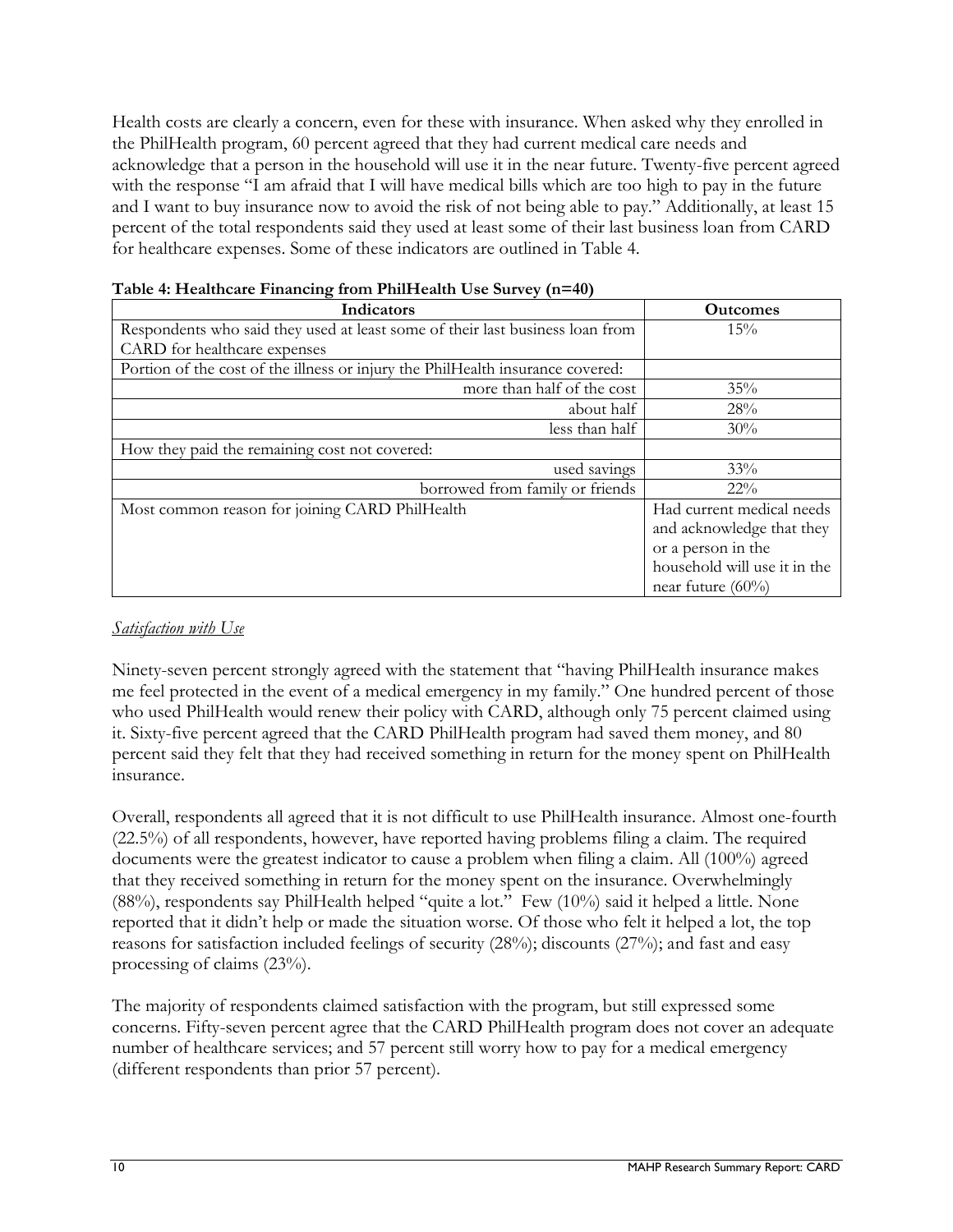Health costs are clearly a concern, even for these with insurance. When asked why they enrolled in the PhilHealth program, 60 percent agreed that they had current medical care needs and acknowledge that a person in the household will use it in the near future. Twenty-five percent agreed with the response "I am afraid that I will have medical bills which are too high to pay in the future and I want to buy insurance now to avoid the risk of not being able to pay." Additionally, at least 15 percent of the total respondents said they used at least some of their last business loan from CARD for healthcare expenses. Some of these indicators are outlined in Table 4.

**Table 4: Healthcare Financing from PhilHealth Use Survey (n=40)**

| Indicators | Outcomes |
|---|---|
| Respondents who said they used at least some of their last business loan from CARD for healthcare expenses | 15% |
| Portion of the cost of the illness or injury the PhilHealth insurance covered: | |
| more than half of the cost | 35% |
| about half | 28% |
| less than half | 30% |
| How they paid the remaining cost not covered: | |
| used savings | 33% |
| borrowed from family or friends | 22% |
| Most common reason for joining CARD PhilHealth | Had current medical needs and acknowledge that they or a person in the household will use it in the near future (60%) |

*Satisfaction with Use*

Ninety-seven percent strongly agreed with the statement that "having PhilHealth insurance makes me feel protected in the event of a medical emergency in my family." One hundred percent of those who used PhilHealth would renew their policy with CARD, although only 75 percent claimed using it. Sixty-five percent agreed that the CARD PhilHealth program had saved them money, and 80 percent said they felt that they had received something in return for the money spent on PhilHealth insurance.

Overall, respondents all agreed that it is not difficult to use PhilHealth insurance. Almost one-fourth (22.5%) of all respondents, however, have reported having problems filing a claim. The required documents were the greatest indicator to cause a problem when filing a claim. All (100%) agreed that they received something in return for the money spent on the insurance. Overwhelmingly (88%), respondents say PhilHealth helped "quite a lot." Few (10%) said it helped a little. None reported that it didn't help or made the situation worse. Of those who felt it helped a lot, the top reasons for satisfaction included feelings of security (28%); discounts (27%); and fast and easy processing of claims (23%).

The majority of respondents claimed satisfaction with the program, but still expressed some concerns. Fifty-seven percent agree that the CARD PhilHealth program does not cover an adequate number of healthcare services; and 57 percent still worry how to pay for a medical emergency (different respondents than prior 57 percent).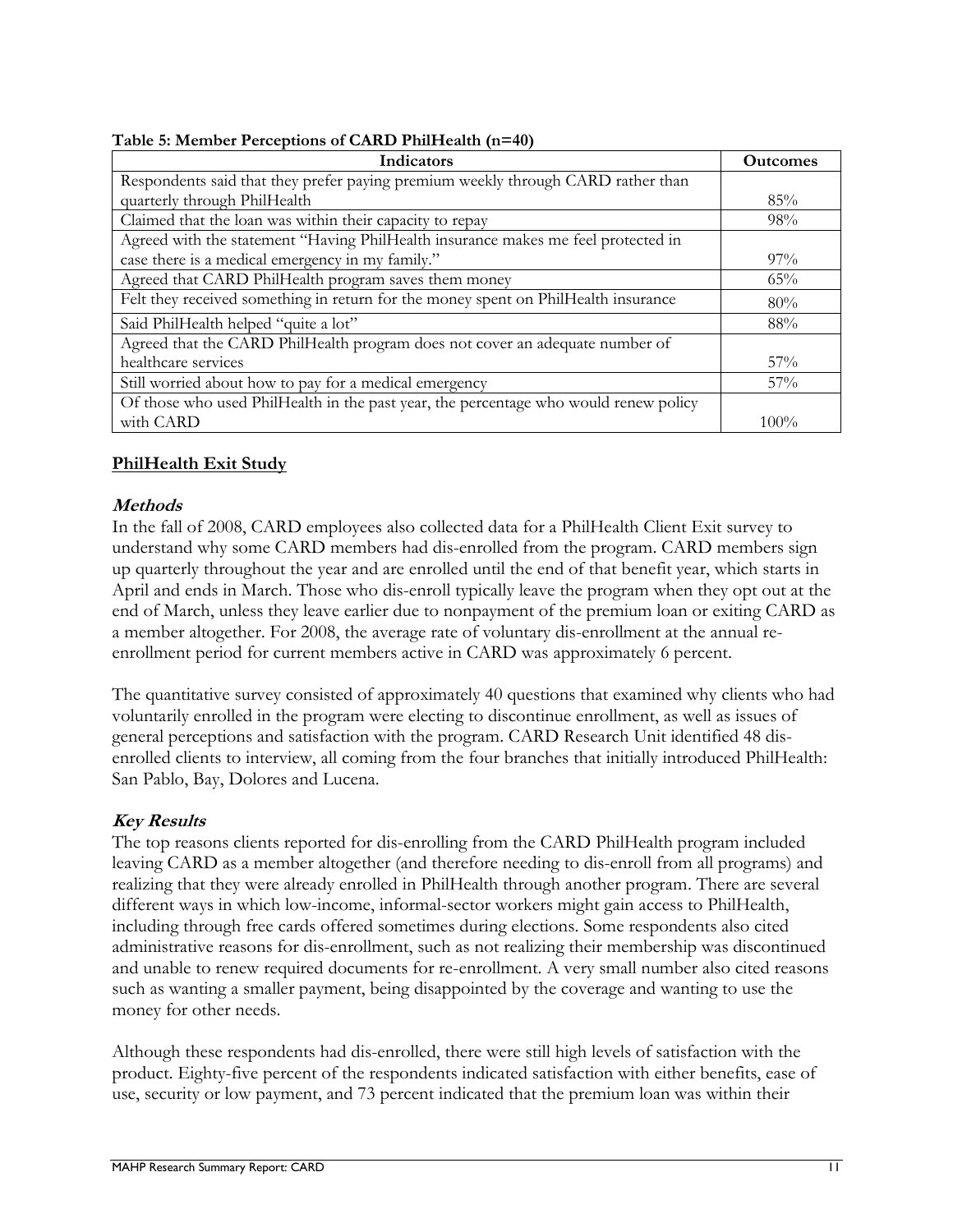**Table 5: Member Perceptions of CARD PhilHealth (n=40)**

| Indicators | Outcomes |
|---|---|
| Respondents said that they prefer paying premium weekly through CARD rather than quarterly through PhilHealth | 85% |
| Claimed that the loan was within their capacity to repay | 98% |
| Agreed with the statement "Having PhilHealth insurance makes me feel protected in case there is a medical emergency in my family." | 97% |
| Agreed that CARD PhilHealth program saves them money | 65% |
| Felt they received something in return for the money spent on PhilHealth insurance | 80% |
| Said PhilHealth helped "quite a lot" | 88% |
| Agreed that the CARD PhilHealth program does not cover an adequate number of healthcare services | 57% |
| Still worried about how to pay for a medical emergency | 57% |
| Of those who used PhilHealth in the past year, the percentage who would renew policy with CARD | 100% |

## PhilHealth Exit Study

### *Methods*

In the fall of 2008, CARD employees also collected data for a PhilHealth Client Exit survey to understand why some CARD members had dis-enrolled from the program. CARD members sign up quarterly throughout the year and are enrolled until the end of that benefit year, which starts in April and ends in March. Those who dis-enroll typically leave the program when they opt out at the end of March, unless they leave earlier due to nonpayment of the premium loan or exiting CARD as a member altogether. For 2008, the average rate of voluntary dis-enrollment at the annual re-enrollment period for current members active in CARD was approximately 6 percent.

The quantitative survey consisted of approximately 40 questions that examined why clients who had voluntarily enrolled in the program were electing to discontinue enrollment, as well as issues of general perceptions and satisfaction with the program. CARD Research Unit identified 48 dis-enrolled clients to interview, all coming from the four branches that initially introduced PhilHealth: San Pablo, Bay, Dolores and Lucena.

### *Key Results*

The top reasons clients reported for dis-enrolling from the CARD PhilHealth program included leaving CARD as a member altogether (and therefore needing to dis-enroll from all programs) and realizing that they were already enrolled in PhilHealth through another program. There are several different ways in which low-income, informal-sector workers might gain access to PhilHealth, including through free cards offered sometimes during elections. Some respondents also cited administrative reasons for dis-enrollment, such as not realizing their membership was discontinued and unable to renew required documents for re-enrollment. A very small number also cited reasons such as wanting a smaller payment, being disappointed by the coverage and wanting to use the money for other needs.

Although these respondents had dis-enrolled, there were still high levels of satisfaction with the product. Eighty-five percent of the respondents indicated satisfaction with either benefits, ease of use, security or low payment, and 73 percent indicated that the premium loan was within their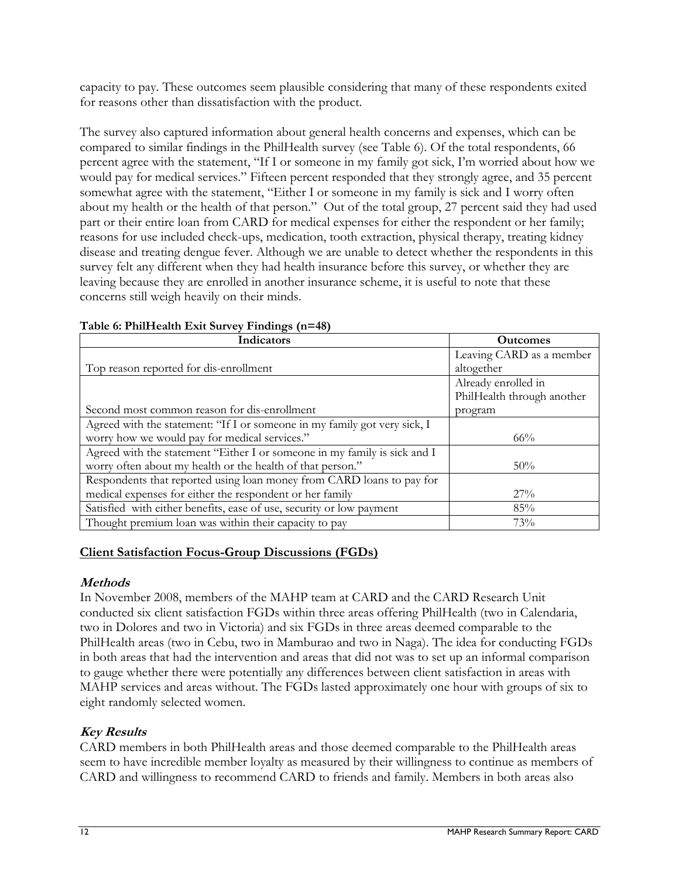capacity to pay. These outcomes seem plausible considering that many of these respondents exited for reasons other than dissatisfaction with the product.

The survey also captured information about general health concerns and expenses, which can be compared to similar findings in the PhilHealth survey (see Table 6). Of the total respondents, 66 percent agree with the statement, "If I or someone in my family got sick, I'm worried about how we would pay for medical services." Fifteen percent responded that they strongly agree, and 35 percent somewhat agree with the statement, "Either I or someone in my family is sick and I worry often about my health or the health of that person." Out of the total group, 27 percent said they had used part or their entire loan from CARD for medical expenses for either the respondent or her family; reasons for use included check-ups, medication, tooth extraction, physical therapy, treating kidney disease and treating dengue fever. Although we are unable to detect whether the respondents in this survey felt any different when they had health insurance before this survey, or whether they are leaving because they are enrolled in another insurance scheme, it is useful to note that these concerns still weigh heavily on their minds.

**Table 6: PhilHealth Exit Survey Findings (n=48)**

| Indicators | Outcomes |
|---|---|
| Top reason reported for dis-enrollment | Leaving CARD as a member altogether |
| Second most common reason for dis-enrollment | Already enrolled in PhilHealth through another program |
| Agreed with the statement: "If I or someone in my family got very sick, I worry how we would pay for medical services." | 66% |
| Agreed with the statement "Either I or someone in my family is sick and I worry often about my health or the health of that person." | 50% |
| Respondents that reported using loan money from CARD loans to pay for medical expenses for either the respondent or her family | 27% |
| Satisfied with either benefits, ease of use, security or low payment | 85% |
| Thought premium loan was within their capacity to pay | 73% |

## Client Satisfaction Focus-Group Discussions (FGDs)

### *Methods*

In November 2008, members of the MAHP team at CARD and the CARD Research Unit conducted six client satisfaction FGDs within three areas offering PhilHealth (two in Calendaria, two in Dolores and two in Victoria) and six FGDs in three areas deemed comparable to the PhilHealth areas (two in Cebu, two in Mamburao and two in Naga). The idea for conducting FGDs in both areas that had the intervention and areas that did not was to set up an informal comparison to gauge whether there were potentially any differences between client satisfaction in areas with MAHP services and areas without. The FGDs lasted approximately one hour with groups of six to eight randomly selected women.

### *Key Results*

CARD members in both PhilHealth areas and those deemed comparable to the PhilHealth areas seem to have incredible member loyalty as measured by their willingness to continue as members of CARD and willingness to recommend CARD to friends and family. Members in both areas also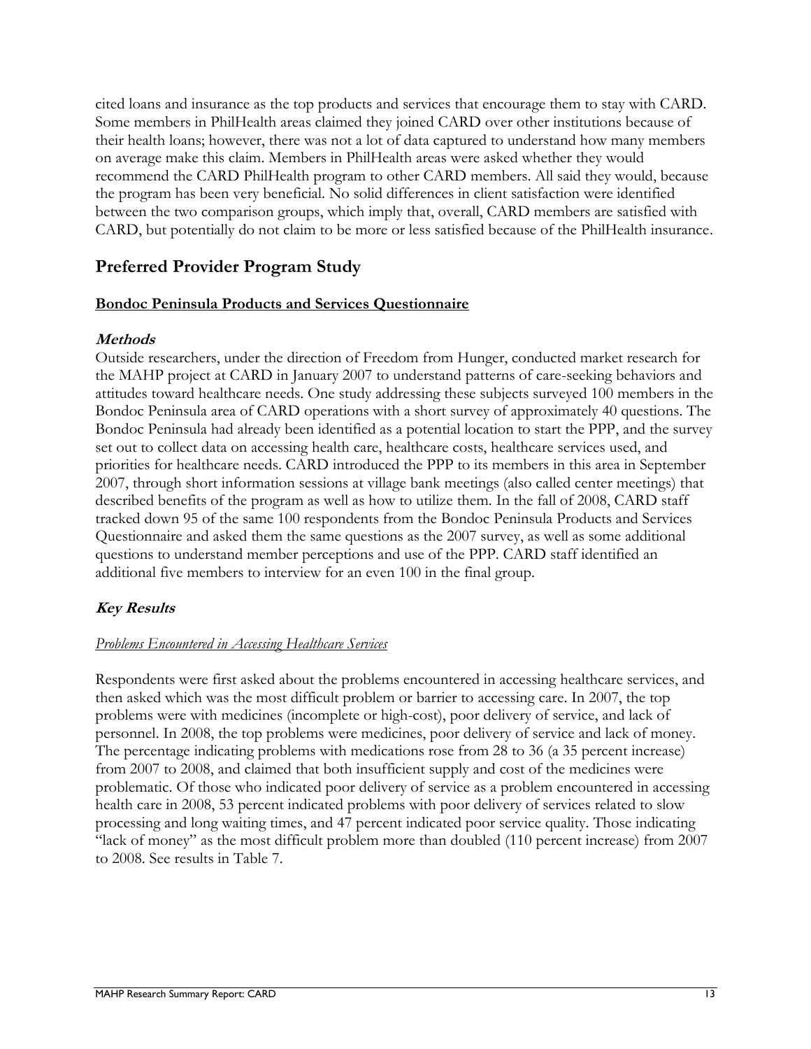cited loans and insurance as the top products and services that encourage them to stay with CARD. Some members in PhilHealth areas claimed they joined CARD over other institutions because of their health loans; however, there was not a lot of data captured to understand how many members on average make this claim. Members in PhilHealth areas were asked whether they would recommend the CARD PhilHealth program to other CARD members. All said they would, because the program has been very beneficial. No solid differences in client satisfaction were identified between the two comparison groups, which imply that, overall, CARD members are satisfied with CARD, but potentially do not claim to be more or less satisfied because of the PhilHealth insurance.

## Preferred Provider Program Study

### Bondoc Peninsula Products and Services Questionnaire

#### *Methods*

Outside researchers, under the direction of Freedom from Hunger, conducted market research for the MAHP project at CARD in January 2007 to understand patterns of care-seeking behaviors and attitudes toward healthcare needs. One study addressing these subjects surveyed 100 members in the Bondoc Peninsula area of CARD operations with a short survey of approximately 40 questions. The Bondoc Peninsula had already been identified as a potential location to start the PPP, and the survey set out to collect data on accessing health care, healthcare costs, healthcare services used, and priorities for healthcare needs. CARD introduced the PPP to its members in this area in September 2007, through short information sessions at village bank meetings (also called center meetings) that described benefits of the program as well as how to utilize them. In the fall of 2008, CARD staff tracked down 95 of the same 100 respondents from the Bondoc Peninsula Products and Services Questionnaire and asked them the same questions as the 2007 survey, as well as some additional questions to understand member perceptions and use of the PPP. CARD staff identified an additional five members to interview for an even 100 in the final group.

#### *Key Results*

*Problems Encountered in Accessing Healthcare Services*

Respondents were first asked about the problems encountered in accessing healthcare services, and then asked which was the most difficult problem or barrier to accessing care. In 2007, the top problems were with medicines (incomplete or high-cost), poor delivery of service, and lack of personnel. In 2008, the top problems were medicines, poor delivery of service and lack of money. The percentage indicating problems with medications rose from 28 to 36 (a 35 percent increase) from 2007 to 2008, and claimed that both insufficient supply and cost of the medicines were problematic. Of those who indicated poor delivery of service as a problem encountered in accessing health care in 2008, 53 percent indicated problems with poor delivery of services related to slow processing and long waiting times, and 47 percent indicated poor service quality. Those indicating "lack of money" as the most difficult problem more than doubled (110 percent increase) from 2007 to 2008. See results in Table 7.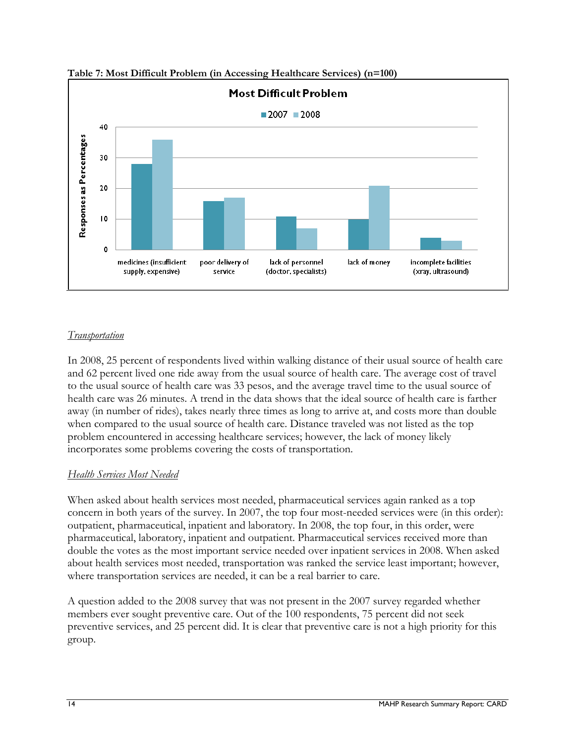**Table 7: Most Difficult Problem (in Accessing Healthcare Services) (n=100)**

### Most Difficult Problem

| Problem | 2007 | 2008 |
|---|---|---|
| medicines (insufficient supply, expensive) | 28 | 36 |
| poor delivery of service | 16 | 17 |
| lack of personnel (doctor, specialists) | 11 | 7 |
| lack of money | 10 | 21 |
| incomplete facilities (xray, ultrasound) | 4 | 3 |

*Responses as Percentages*

*Transportation*

In 2008, 25 percent of respondents lived within walking distance of their usual source of health care and 62 percent lived one ride away from the usual source of health care. The average cost of travel to the usual source of health care was 33 pesos, and the average travel time to the usual source of health care was 26 minutes. A trend in the data shows that the ideal source of health care is farther away (in number of rides), takes nearly three times as long to arrive at, and costs more than double when compared to the usual source of health care. Distance traveled was not listed as the top problem encountered in accessing healthcare services; however, the lack of money likely incorporates some problems covering the costs of transportation.

*Health Services Most Needed*

When asked about health services most needed, pharmaceutical services again ranked as a top concern in both years of the survey. In 2007, the top four most-needed services were (in this order): outpatient, pharmaceutical, inpatient and laboratory. In 2008, the top four, in this order, were pharmaceutical, laboratory, inpatient and outpatient. Pharmaceutical services received more than double the votes as the most important service needed over inpatient services in 2008. When asked about health services most needed, transportation was ranked the service least important; however, where transportation services are needed, it can be a real barrier to care.

A question added to the 2008 survey that was not present in the 2007 survey regarded whether members ever sought preventive care. Out of the 100 respondents, 75 percent did not seek preventive services, and 25 percent did. It is clear that preventive care is not a high priority for this group.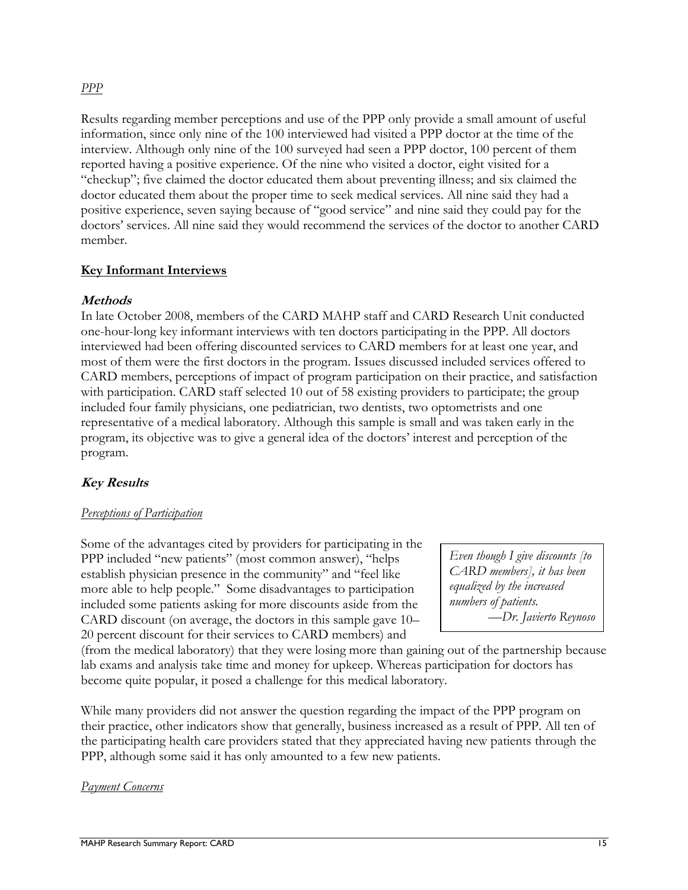*PPP*

Results regarding member perceptions and use of the PPP only provide a small amount of useful information, since only nine of the 100 interviewed had visited a PPP doctor at the time of the interview. Although only nine of the 100 surveyed had seen a PPP doctor, 100 percent of them reported having a positive experience. Of the nine who visited a doctor, eight visited for a "checkup"; five claimed the doctor educated them about preventing illness; and six claimed the doctor educated them about the proper time to seek medical services. All nine said they had a positive experience, seven saying because of "good service" and nine said they could pay for the doctors' services. All nine said they would recommend the services of the doctor to another CARD member.

## Key Informant Interviews

### Methods

In late October 2008, members of the CARD MAHP staff and CARD Research Unit conducted one-hour-long key informant interviews with ten doctors participating in the PPP. All doctors interviewed had been offering discounted services to CARD members for at least one year, and most of them were the first doctors in the program. Issues discussed included services offered to CARD members, perceptions of impact of program participation on their practice, and satisfaction with participation. CARD staff selected 10 out of 58 existing providers to participate; the group included four family physicians, one pediatrician, two dentists, two optometrists and one representative of a medical laboratory. Although this sample is small and was taken early in the program, its objective was to give a general idea of the doctors' interest and perception of the program.

### Key Results

*Perceptions of Participation*

> *Even though I give discounts [to CARD members], it has been equalized by the increased numbers of patients.*
> —*Dr. Javierto Reynoso*

Some of the advantages cited by providers for participating in the PPP included "new patients" (most common answer), "helps establish physician presence in the community" and "feel like more able to help people." Some disadvantages to participation included some patients asking for more discounts aside from the CARD discount (on average, the doctors in this sample gave 10–20 percent discount for their services to CARD members) and (from the medical laboratory) that they were losing more than gaining out of the partnership because lab exams and analysis take time and money for upkeep. Whereas participation for doctors has become quite popular, it posed a challenge for this medical laboratory.

While many providers did not answer the question regarding the impact of the PPP program on their practice, other indicators show that generally, business increased as a result of PPP. All ten of the participating health care providers stated that they appreciated having new patients through the PPP, although some said it has only amounted to a few new patients.

*Payment Concerns*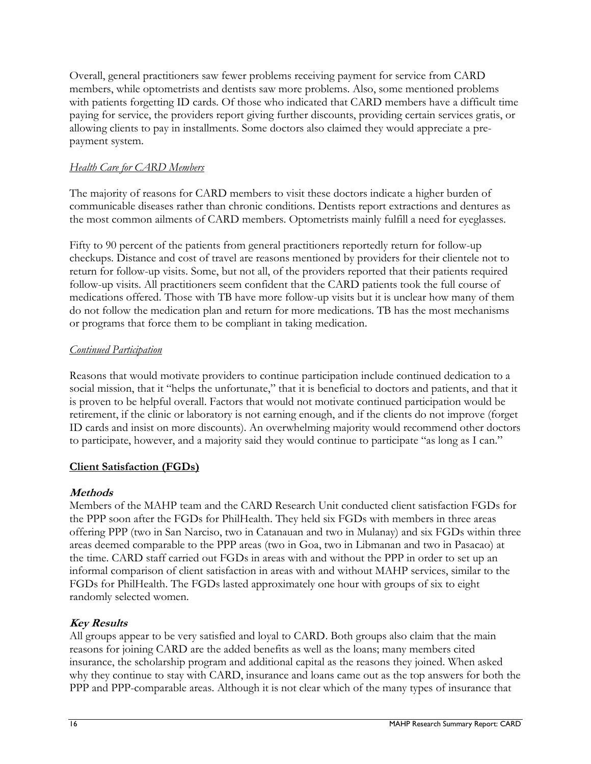Overall, general practitioners saw fewer problems receiving payment for service from CARD members, while optometrists and dentists saw more problems. Also, some mentioned problems with patients forgetting ID cards. Of those who indicated that CARD members have a difficult time paying for service, the providers report giving further discounts, providing certain services gratis, or allowing clients to pay in installments. Some doctors also claimed they would appreciate a pre-payment system.

*Health Care for CARD Members*

The majority of reasons for CARD members to visit these doctors indicate a higher burden of communicable diseases rather than chronic conditions. Dentists report extractions and dentures as the most common ailments of CARD members. Optometrists mainly fulfill a need for eyeglasses.

Fifty to 90 percent of the patients from general practitioners reportedly return for follow-up checkups. Distance and cost of travel are reasons mentioned by providers for their clientele not to return for follow-up visits. Some, but not all, of the providers reported that their patients required follow-up visits. All practitioners seem confident that the CARD patients took the full course of medications offered. Those with TB have more follow-up visits but it is unclear how many of them do not follow the medication plan and return for more medications. TB has the most mechanisms or programs that force them to be compliant in taking medication.

*Continued Participation*

Reasons that would motivate providers to continue participation include continued dedication to a social mission, that it "helps the unfortunate," that it is beneficial to doctors and patients, and that it is proven to be helpful overall. Factors that would not motivate continued participation would be retirement, if the clinic or laboratory is not earning enough, and if the clients do not improve (forget ID cards and insist on more discounts). An overwhelming majority would recommend other doctors to participate, however, and a majority said they would continue to participate "as long as I can."

**Client Satisfaction (FGDs)**

***Methods***

Members of the MAHP team and the CARD Research Unit conducted client satisfaction FGDs for the PPP soon after the FGDs for PhilHealth. They held six FGDs with members in three areas offering PPP (two in San Narciso, two in Catanauan and two in Mulanay) and six FGDs within three areas deemed comparable to the PPP areas (two in Goa, two in Libmanan and two in Pasacao) at the time. CARD staff carried out FGDs in areas with and without the PPP in order to set up an informal comparison of client satisfaction in areas with and without MAHP services, similar to the FGDs for PhilHealth. The FGDs lasted approximately one hour with groups of six to eight randomly selected women.

***Key Results***

All groups appear to be very satisfied and loyal to CARD. Both groups also claim that the main reasons for joining CARD are the added benefits as well as the loans; many members cited insurance, the scholarship program and additional capital as the reasons they joined. When asked why they continue to stay with CARD, insurance and loans came out as the top answers for both the PPP and PPP-comparable areas. Although it is not clear which of the many types of insurance that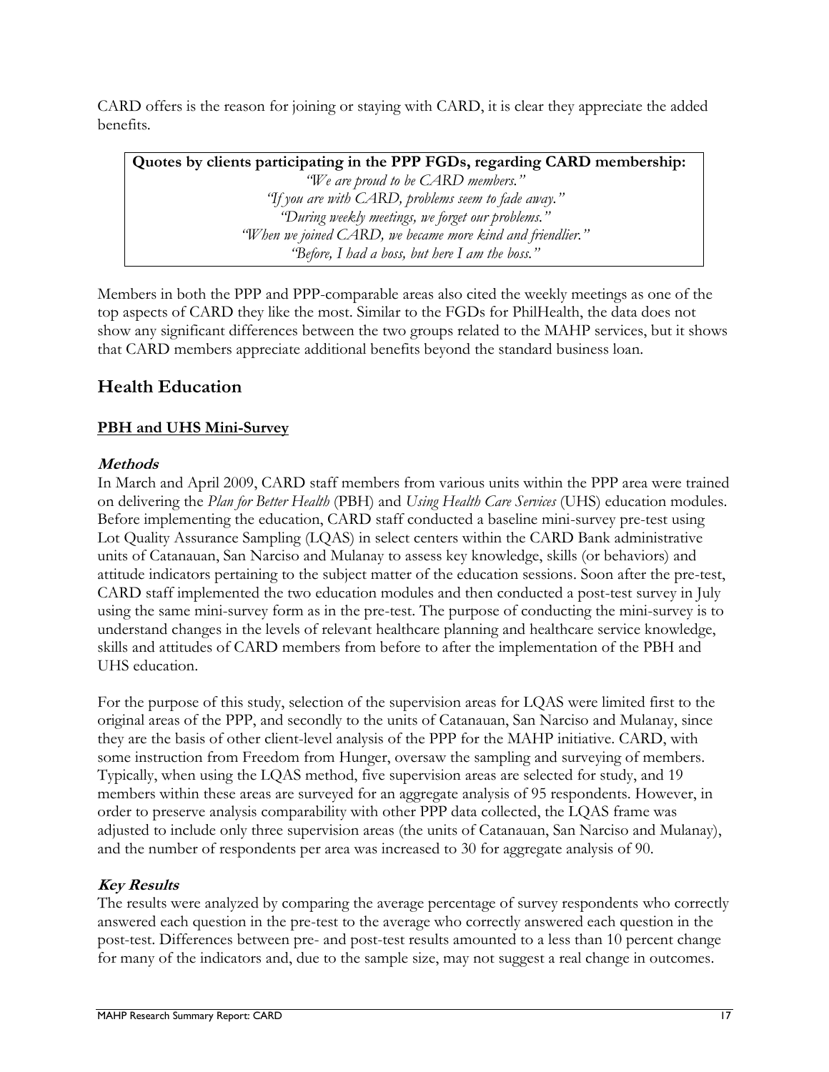CARD offers is the reason for joining or staying with CARD, it is clear they appreciate the added benefits.

> **Quotes by clients participating in the PPP FGDs, regarding CARD membership:**
> *"We are proud to be CARD members."*
> *"If you are with CARD, problems seem to fade away."*
> *"During weekly meetings, we forget our problems."*
> *"When we joined CARD, we became more kind and friendlier."*
> *"Before, I had a boss, but here I am the boss."*

Members in both the PPP and PPP-comparable areas also cited the weekly meetings as one of the top aspects of CARD they like the most. Similar to the FGDs for PhilHealth, the data does not show any significant differences between the two groups related to the MAHP services, but it shows that CARD members appreciate additional benefits beyond the standard business loan.

## Health Education

### PBH and UHS Mini-Survey

#### *Methods*

In March and April 2009, CARD staff members from various units within the PPP area were trained on delivering the *Plan for Better Health* (PBH) and *Using Health Care Services* (UHS) education modules. Before implementing the education, CARD staff conducted a baseline mini-survey pre-test using Lot Quality Assurance Sampling (LQAS) in select centers within the CARD Bank administrative units of Catanauan, San Narciso and Mulanay to assess key knowledge, skills (or behaviors) and attitude indicators pertaining to the subject matter of the education sessions. Soon after the pre-test, CARD staff implemented the two education modules and then conducted a post-test survey in July using the same mini-survey form as in the pre-test. The purpose of conducting the mini-survey is to understand changes in the levels of relevant healthcare planning and healthcare service knowledge, skills and attitudes of CARD members from before to after the implementation of the PBH and UHS education.

For the purpose of this study, selection of the supervision areas for LQAS were limited first to the original areas of the PPP, and secondly to the units of Catanauan, San Narciso and Mulanay, since they are the basis of other client-level analysis of the PPP for the MAHP initiative. CARD, with some instruction from Freedom from Hunger, oversaw the sampling and surveying of members. Typically, when using the LQAS method, five supervision areas are selected for study, and 19 members within these areas are surveyed for an aggregate analysis of 95 respondents. However, in order to preserve analysis comparability with other PPP data collected, the LQAS frame was adjusted to include only three supervision areas (the units of Catanauan, San Narciso and Mulanay), and the number of respondents per area was increased to 30 for aggregate analysis of 90.

#### *Key Results*

The results were analyzed by comparing the average percentage of survey respondents who correctly answered each question in the pre-test to the average who correctly answered each question in the post-test. Differences between pre- and post-test results amounted to a less than 10 percent change for many of the indicators and, due to the sample size, may not suggest a real change in outcomes.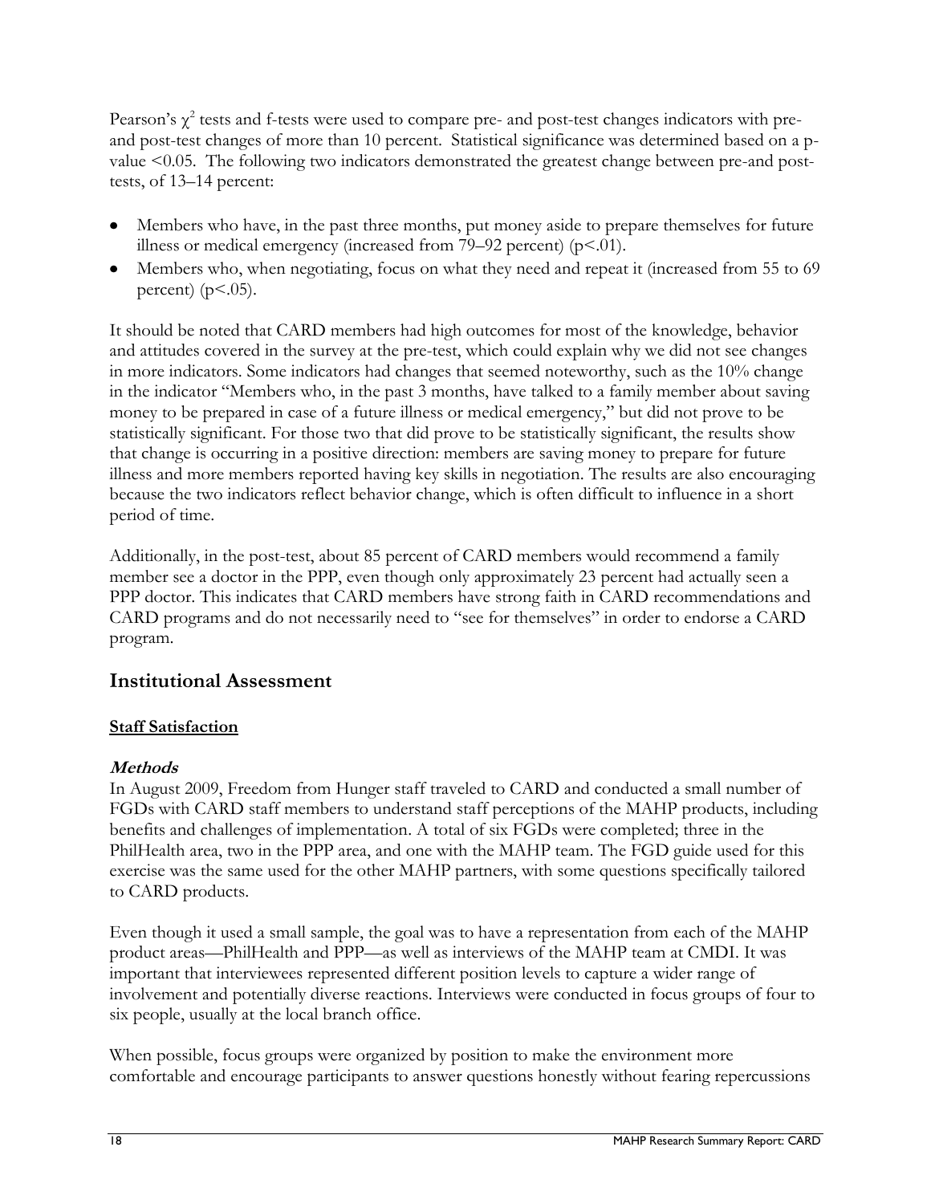Pearson's $\chi^2$ tests and f-tests were used to compare pre- and post-test changes indicators with pre- and post-test changes of more than 10 percent. Statistical significance was determined based on a p-value $<0.05$. The following two indicators demonstrated the greatest change between pre-and post-tests, of 13–14 percent:

- Members who have, in the past three months, put money aside to prepare themselves for future illness or medical emergency (increased from 79–92 percent) ($p<.01$).
- Members who, when negotiating, focus on what they need and repeat it (increased from 55 to 69 percent) ($p<.05$).

It should be noted that CARD members had high outcomes for most of the knowledge, behavior and attitudes covered in the survey at the pre-test, which could explain why we did not see changes in more indicators. Some indicators had changes that seemed noteworthy, such as the 10% change in the indicator "Members who, in the past 3 months, have talked to a family member about saving money to be prepared in case of a future illness or medical emergency," but did not prove to be statistically significant. For those two that did prove to be statistically significant, the results show that change is occurring in a positive direction: members are saving money to prepare for future illness and more members reported having key skills in negotiation. The results are also encouraging because the two indicators reflect behavior change, which is often difficult to influence in a short period of time.

Additionally, in the post-test, about 85 percent of CARD members would recommend a family member see a doctor in the PPP, even though only approximately 23 percent had actually seen a PPP doctor. This indicates that CARD members have strong faith in CARD recommendations and CARD programs and do not necessarily need to "see for themselves" in order to endorse a CARD program.

## Institutional Assessment

**Staff Satisfaction**

***Methods***

In August 2009, Freedom from Hunger staff traveled to CARD and conducted a small number of FGDs with CARD staff members to understand staff perceptions of the MAHP products, including benefits and challenges of implementation. A total of six FGDs were completed; three in the PhilHealth area, two in the PPP area, and one with the MAHP team. The FGD guide used for this exercise was the same used for the other MAHP partners, with some questions specifically tailored to CARD products.

Even though it used a small sample, the goal was to have a representation from each of the MAHP product areas—PhilHealth and PPP—as well as interviews of the MAHP team at CMDI. It was important that interviewees represented different position levels to capture a wider range of involvement and potentially diverse reactions. Interviews were conducted in focus groups of four to six people, usually at the local branch office.

When possible, focus groups were organized by position to make the environment more comfortable and encourage participants to answer questions honestly without fearing repercussions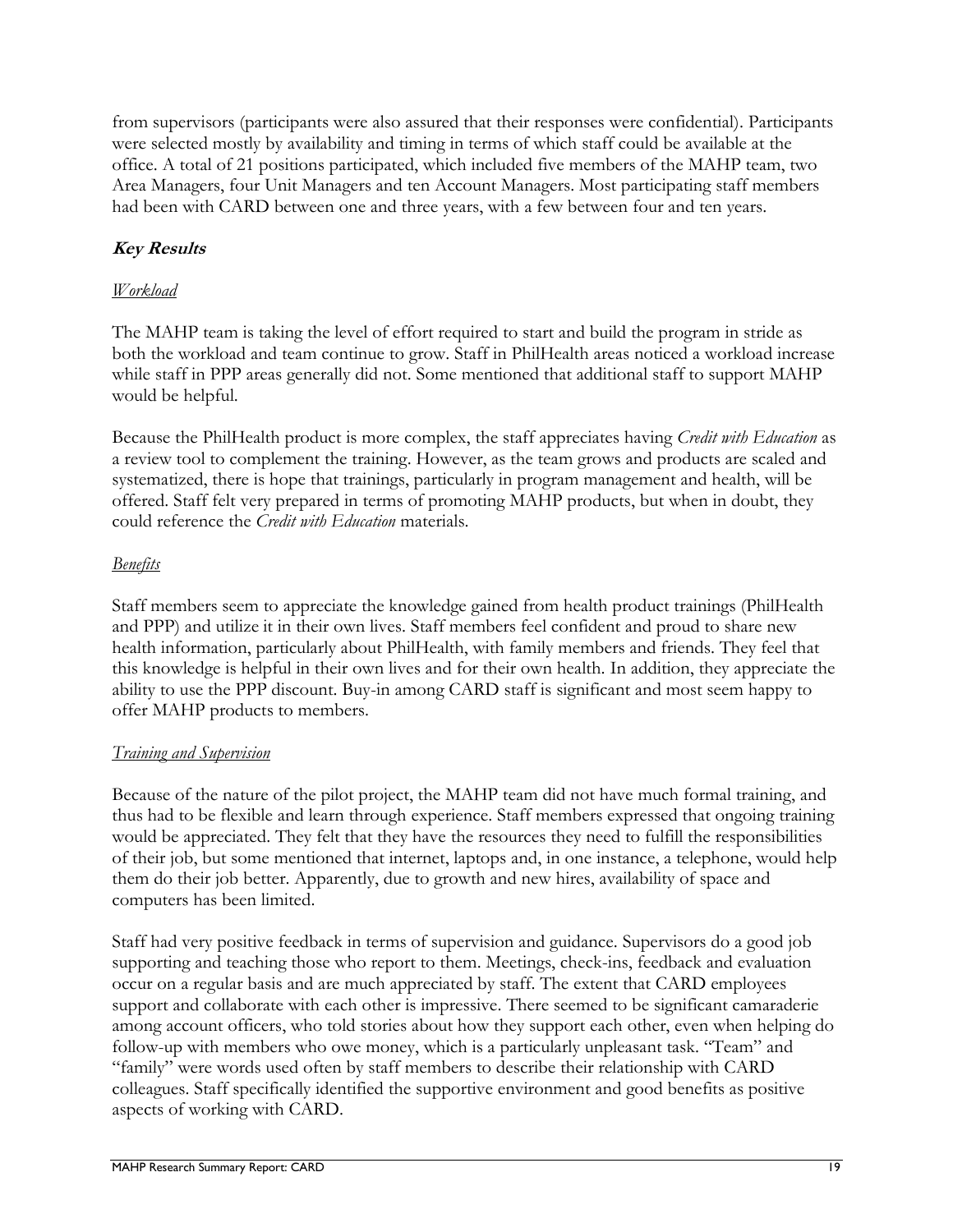from supervisors (participants were also assured that their responses were confidential). Participants were selected mostly by availability and timing in terms of which staff could be available at the office. A total of 21 positions participated, which included five members of the MAHP team, two Area Managers, four Unit Managers and ten Account Managers. Most participating staff members had been with CARD between one and three years, with a few between four and ten years.

### ***Key Results***

*Workload*

The MAHP team is taking the level of effort required to start and build the program in stride as both the workload and team continue to grow. Staff in PhilHealth areas noticed a workload increase while staff in PPP areas generally did not. Some mentioned that additional staff to support MAHP would be helpful.

Because the PhilHealth product is more complex, the staff appreciates having *Credit with Education* as a review tool to complement the training. However, as the team grows and products are scaled and systematized, there is hope that trainings, particularly in program management and health, will be offered. Staff felt very prepared in terms of promoting MAHP products, but when in doubt, they could reference the *Credit with Education* materials.

*Benefits*

Staff members seem to appreciate the knowledge gained from health product trainings (PhilHealth and PPP) and utilize it in their own lives. Staff members feel confident and proud to share new health information, particularly about PhilHealth, with family members and friends. They feel that this knowledge is helpful in their own lives and for their own health. In addition, they appreciate the ability to use the PPP discount. Buy-in among CARD staff is significant and most seem happy to offer MAHP products to members.

*Training and Supervision*

Because of the nature of the pilot project, the MAHP team did not have much formal training, and thus had to be flexible and learn through experience. Staff members expressed that ongoing training would be appreciated. They felt that they have the resources they need to fulfill the responsibilities of their job, but some mentioned that internet, laptops and, in one instance, a telephone, would help them do their job better. Apparently, due to growth and new hires, availability of space and computers has been limited.

Staff had very positive feedback in terms of supervision and guidance. Supervisors do a good job supporting and teaching those who report to them. Meetings, check-ins, feedback and evaluation occur on a regular basis and are much appreciated by staff. The extent that CARD employees support and collaborate with each other is impressive. There seemed to be significant camaraderie among account officers, who told stories about how they support each other, even when helping do follow-up with members who owe money, which is a particularly unpleasant task. "Team" and "family" were words used often by staff members to describe their relationship with CARD colleagues. Staff specifically identified the supportive environment and good benefits as positive aspects of working with CARD.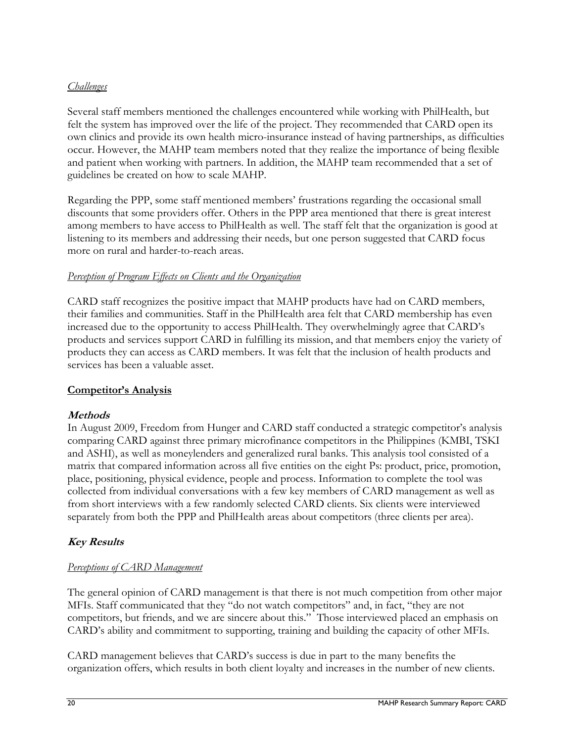*Challenges*

Several staff members mentioned the challenges encountered while working with PhilHealth, but felt the system has improved over the life of the project. They recommended that CARD open its own clinics and provide its own health micro-insurance instead of having partnerships, as difficulties occur. However, the MAHP team members noted that they realize the importance of being flexible and patient when working with partners. In addition, the MAHP team recommended that a set of guidelines be created on how to scale MAHP.

Regarding the PPP, some staff mentioned members' frustrations regarding the occasional small discounts that some providers offer. Others in the PPP area mentioned that there is great interest among members to have access to PhilHealth as well. The staff felt that the organization is good at listening to its members and addressing their needs, but one person suggested that CARD focus more on rural and harder-to-reach areas.

*Perception of Program Effects on Clients and the Organization*

CARD staff recognizes the positive impact that MAHP products have had on CARD members, their families and communities. Staff in the PhilHealth area felt that CARD membership has even increased due to the opportunity to access PhilHealth. They overwhelmingly agree that CARD's products and services support CARD in fulfilling its mission, and that members enjoy the variety of products they can access as CARD members. It was felt that the inclusion of health products and services has been a valuable asset.

## Competitor's Analysis

### Methods

In August 2009, Freedom from Hunger and CARD staff conducted a strategic competitor's analysis comparing CARD against three primary microfinance competitors in the Philippines (KMBI, TSKI and ASHI), as well as moneylenders and generalized rural banks. This analysis tool consisted of a matrix that compared information across all five entities on the eight Ps: product, price, promotion, place, positioning, physical evidence, people and process. Information to complete the tool was collected from individual conversations with a few key members of CARD management as well as from short interviews with a few randomly selected CARD clients. Six clients were interviewed separately from both the PPP and PhilHealth areas about competitors (three clients per area).

### Key Results

*Perceptions of CARD Management*

The general opinion of CARD management is that there is not much competition from other major MFIs. Staff communicated that they "do not watch competitors" and, in fact, "they are not competitors, but friends, and we are sincere about this." Those interviewed placed an emphasis on CARD's ability and commitment to supporting, training and building the capacity of other MFIs.

CARD management believes that CARD's success is due in part to the many benefits the organization offers, which results in both client loyalty and increases in the number of new clients.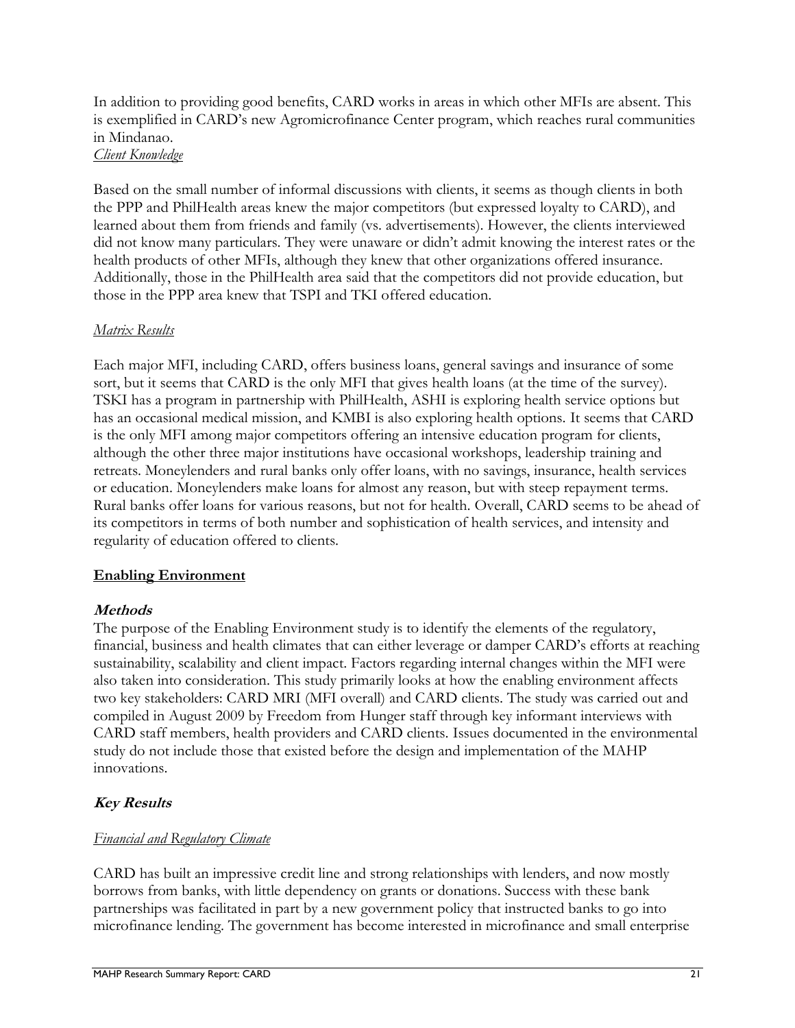In addition to providing good benefits, CARD works in areas in which other MFIs are absent. This is exemplified in CARD's new Agromicrofinance Center program, which reaches rural communities in Mindanao.

*Client Knowledge*

Based on the small number of informal discussions with clients, it seems as though clients in both the PPP and PhilHealth areas knew the major competitors (but expressed loyalty to CARD), and learned about them from friends and family (vs. advertisements). However, the clients interviewed did not know many particulars. They were unaware or didn't admit knowing the interest rates or the health products of other MFIs, although they knew that other organizations offered insurance. Additionally, those in the PhilHealth area said that the competitors did not provide education, but those in the PPP area knew that TSPI and TKI offered education.

*Matrix Results*

Each major MFI, including CARD, offers business loans, general savings and insurance of some sort, but it seems that CARD is the only MFI that gives health loans (at the time of the survey). TSKI has a program in partnership with PhilHealth, ASHI is exploring health service options but has an occasional medical mission, and KMBI is also exploring health options. It seems that CARD is the only MFI among major competitors offering an intensive education program for clients, although the other three major institutions have occasional workshops, leadership training and retreats. Moneylenders and rural banks only offer loans, with no savings, insurance, health services or education. Moneylenders make loans for almost any reason, but with steep repayment terms. Rural banks offer loans for various reasons, but not for health. Overall, CARD seems to be ahead of its competitors in terms of both number and sophistication of health services, and intensity and regularity of education offered to clients.

## Enabling Environment

### Methods

The purpose of the Enabling Environment study is to identify the elements of the regulatory, financial, business and health climates that can either leverage or damper CARD's efforts at reaching sustainability, scalability and client impact. Factors regarding internal changes within the MFI were also taken into consideration. This study primarily looks at how the enabling environment affects two key stakeholders: CARD MRI (MFI overall) and CARD clients. The study was carried out and compiled in August 2009 by Freedom from Hunger staff through key informant interviews with CARD staff members, health providers and CARD clients. Issues documented in the environmental study do not include those that existed before the design and implementation of the MAHP innovations.

### Key Results

*Financial and Regulatory Climate*

CARD has built an impressive credit line and strong relationships with lenders, and now mostly borrows from banks, with little dependency on grants or donations. Success with these bank partnerships was facilitated in part by a new government policy that instructed banks to go into microfinance lending. The government has become interested in microfinance and small enterprise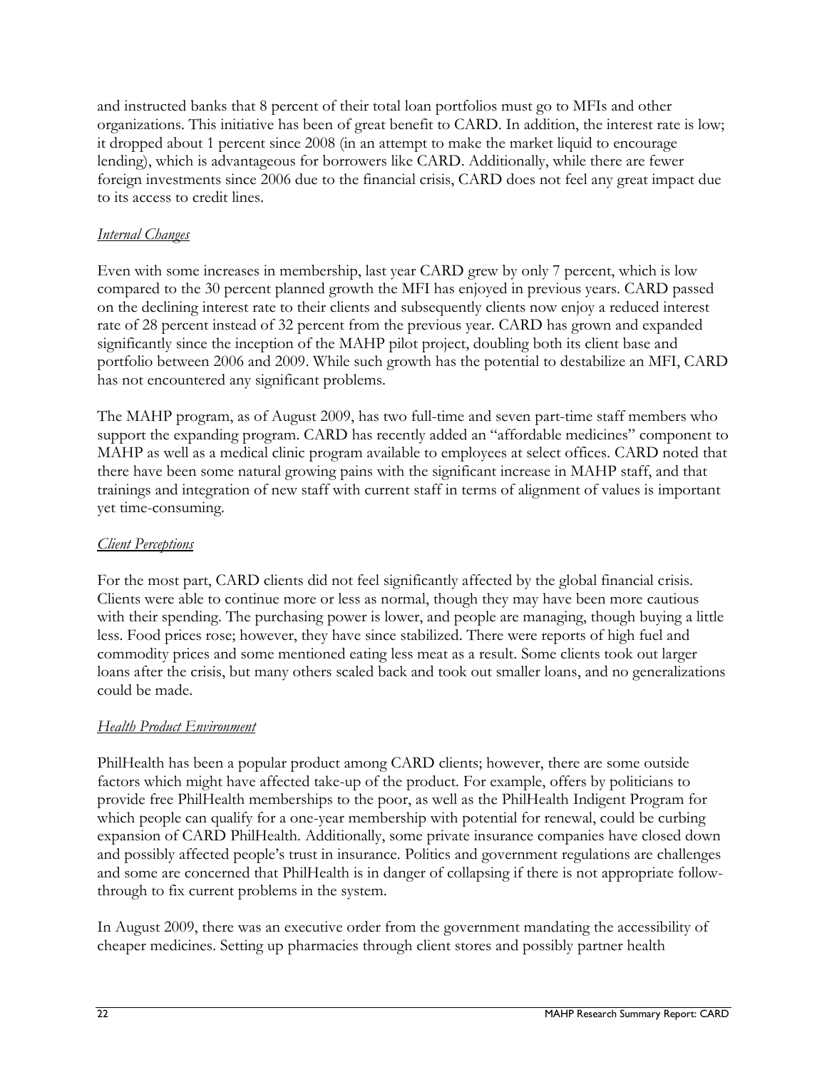and instructed banks that 8 percent of their total loan portfolios must go to MFIs and other organizations. This initiative has been of great benefit to CARD. In addition, the interest rate is low; it dropped about 1 percent since 2008 (in an attempt to make the market liquid to encourage lending), which is advantageous for borrowers like CARD. Additionally, while there are fewer foreign investments since 2006 due to the financial crisis, CARD does not feel any great impact due to its access to credit lines.

*Internal Changes*

Even with some increases in membership, last year CARD grew by only 7 percent, which is low compared to the 30 percent planned growth the MFI has enjoyed in previous years. CARD passed on the declining interest rate to their clients and subsequently clients now enjoy a reduced interest rate of 28 percent instead of 32 percent from the previous year. CARD has grown and expanded significantly since the inception of the MAHP pilot project, doubling both its client base and portfolio between 2006 and 2009. While such growth has the potential to destabilize an MFI, CARD has not encountered any significant problems.

The MAHP program, as of August 2009, has two full-time and seven part-time staff members who support the expanding program. CARD has recently added an "affordable medicines" component to MAHP as well as a medical clinic program available to employees at select offices. CARD noted that there have been some natural growing pains with the significant increase in MAHP staff, and that trainings and integration of new staff with current staff in terms of alignment of values is important yet time-consuming.

*Client Perceptions*

For the most part, CARD clients did not feel significantly affected by the global financial crisis. Clients were able to continue more or less as normal, though they may have been more cautious with their spending. The purchasing power is lower, and people are managing, though buying a little less. Food prices rose; however, they have since stabilized. There were reports of high fuel and commodity prices and some mentioned eating less meat as a result. Some clients took out larger loans after the crisis, but many others scaled back and took out smaller loans, and no generalizations could be made.

*Health Product Environment*

PhilHealth has been a popular product among CARD clients; however, there are some outside factors which might have affected take-up of the product. For example, offers by politicians to provide free PhilHealth memberships to the poor, as well as the PhilHealth Indigent Program for which people can qualify for a one-year membership with potential for renewal, could be curbing expansion of CARD PhilHealth. Additionally, some private insurance companies have closed down and possibly affected people's trust in insurance. Politics and government regulations are challenges and some are concerned that PhilHealth is in danger of collapsing if there is not appropriate follow-through to fix current problems in the system.

In August 2009, there was an executive order from the government mandating the accessibility of cheaper medicines. Setting up pharmacies through client stores and possibly partner health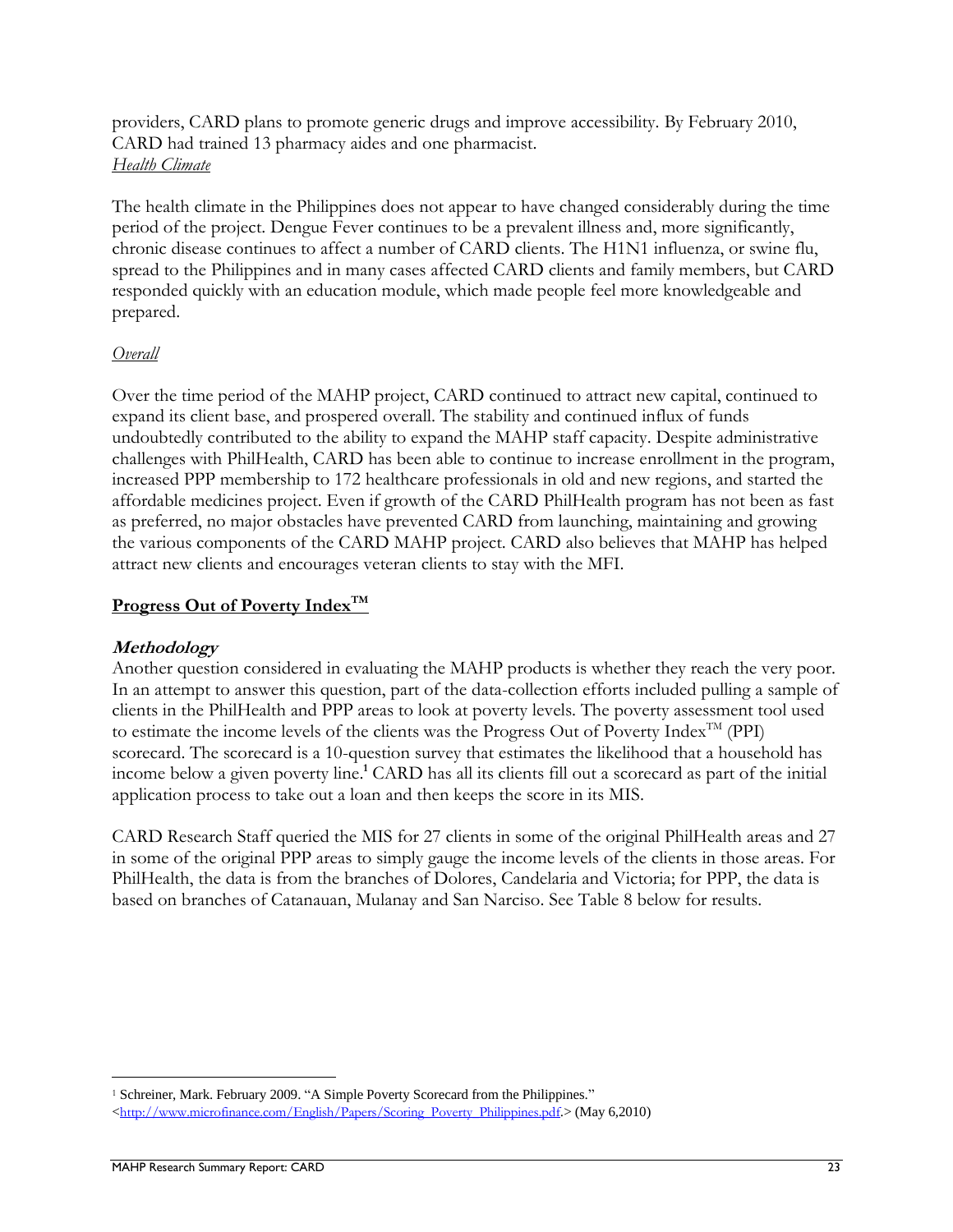providers, CARD plans to promote generic drugs and improve accessibility. By February 2010, CARD had trained 13 pharmacy aides and one pharmacist.

*Health Climate*

The health climate in the Philippines does not appear to have changed considerably during the time period of the project. Dengue Fever continues to be a prevalent illness and, more significantly, chronic disease continues to affect a number of CARD clients. The H1N1 influenza, or swine flu, spread to the Philippines and in many cases affected CARD clients and family members, but CARD responded quickly with an education module, which made people feel more knowledgeable and prepared.

*Overall*

Over the time period of the MAHP project, CARD continued to attract new capital, continued to expand its client base, and prospered overall. The stability and continued influx of funds undoubtedly contributed to the ability to expand the MAHP staff capacity. Despite administrative challenges with PhilHealth, CARD has been able to continue to increase enrollment in the program, increased PPP membership to 172 healthcare professionals in old and new regions, and started the affordable medicines project. Even if growth of the CARD PhilHealth program has not been as fast as preferred, no major obstacles have prevented CARD from launching, maintaining and growing the various components of the CARD MAHP project. CARD also believes that MAHP has helped attract new clients and encourages veteran clients to stay with the MFI.

## Progress Out of Poverty Index™

### Methodology

Another question considered in evaluating the MAHP products is whether they reach the very poor. In an attempt to answer this question, part of the data-collection efforts included pulling a sample of clients in the PhilHealth and PPP areas to look at poverty levels. The poverty assessment tool used to estimate the income levels of the clients was the Progress Out of Poverty Index™ (PPI) scorecard. The scorecard is a 10-question survey that estimates the likelihood that a household has income below a given poverty line.[1] CARD has all its clients fill out a scorecard as part of the initial application process to take out a loan and then keeps the score in its MIS.

CARD Research Staff queried the MIS for 27 clients in some of the original PhilHealth areas and 27 in some of the original PPP areas to simply gauge the income levels of the clients in those areas. For PhilHealth, the data is from the branches of Dolores, Candelaria and Victoria; for PPP, the data is based on branches of Catanauan, Mulanay and San Narciso. See Table 8 below for results.

[1] Schreiner, Mark. February 2009. "A Simple Poverty Scorecard from the Philippines." <http://www.microfinance.com/English/Papers/Scoring_Poverty_Philippines.pdf.> (May 6,2010)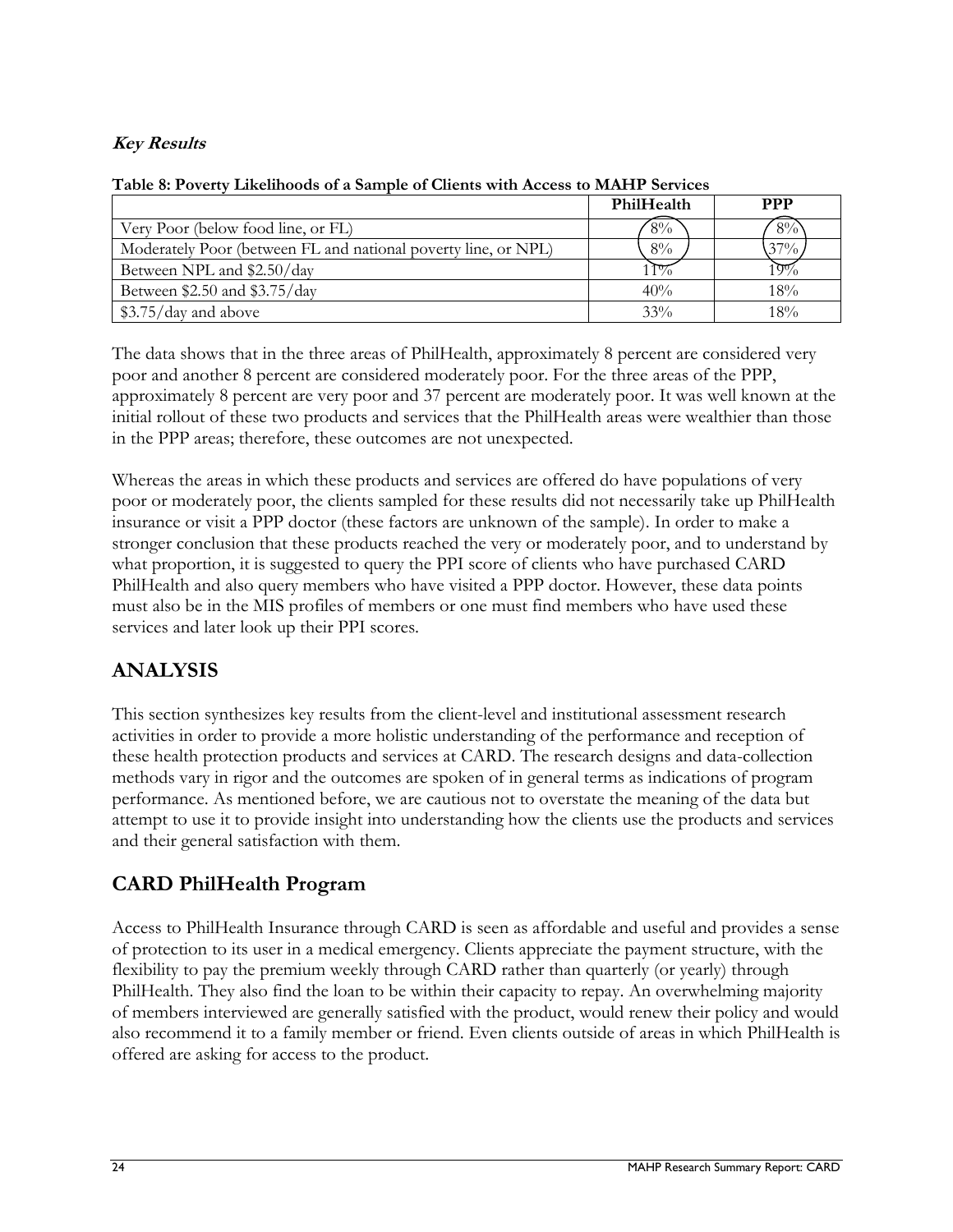**Key Results**

**Table 8: Poverty Likelihoods of a Sample of Clients with Access to MAHP Services**

| | PhilHealth | PPP |
|---|---|---|
| Very Poor (below food line, or FL) | 8% | 8% |
| Moderately Poor (between FL and national poverty line, or NPL) | 8% | 37% |
| Between NPL and $2.50/day | 11% | 19% |
| Between $2.50 and $3.75/day | 40% | 18% |
| $3.75/day and above | 33% | 18% |

The data shows that in the three areas of PhilHealth, approximately 8 percent are considered very poor and another 8 percent are considered moderately poor. For the three areas of the PPP, approximately 8 percent are very poor and 37 percent are moderately poor. It was well known at the initial rollout of these two products and services that the PhilHealth areas were wealthier than those in the PPP areas; therefore, these outcomes are not unexpected.

Whereas the areas in which these products and services are offered do have populations of very poor or moderately poor, the clients sampled for these results did not necessarily take up PhilHealth insurance or visit a PPP doctor (these factors are unknown of the sample). In order to make a stronger conclusion that these products reached the very or moderately poor, and to understand by what proportion, it is suggested to query the PPI score of clients who have purchased CARD PhilHealth and also query members who have visited a PPP doctor. However, these data points must also be in the MIS profiles of members or one must find members who have used these services and later look up their PPI scores.

## ANALYSIS

This section synthesizes key results from the client-level and institutional assessment research activities in order to provide a more holistic understanding of the performance and reception of these health protection products and services at CARD. The research designs and data-collection methods vary in rigor and the outcomes are spoken of in general terms as indications of program performance. As mentioned before, we are cautious not to overstate the meaning of the data but attempt to use it to provide insight into understanding how the clients use the products and services and their general satisfaction with them.

## CARD PhilHealth Program

Access to PhilHealth Insurance through CARD is seen as affordable and useful and provides a sense of protection to its user in a medical emergency. Clients appreciate the payment structure, with the flexibility to pay the premium weekly through CARD rather than quarterly (or yearly) through PhilHealth. They also find the loan to be within their capacity to repay. An overwhelming majority of members interviewed are generally satisfied with the product, would renew their policy and would also recommend it to a family member or friend. Even clients outside of areas in which PhilHealth is offered are asking for access to the product.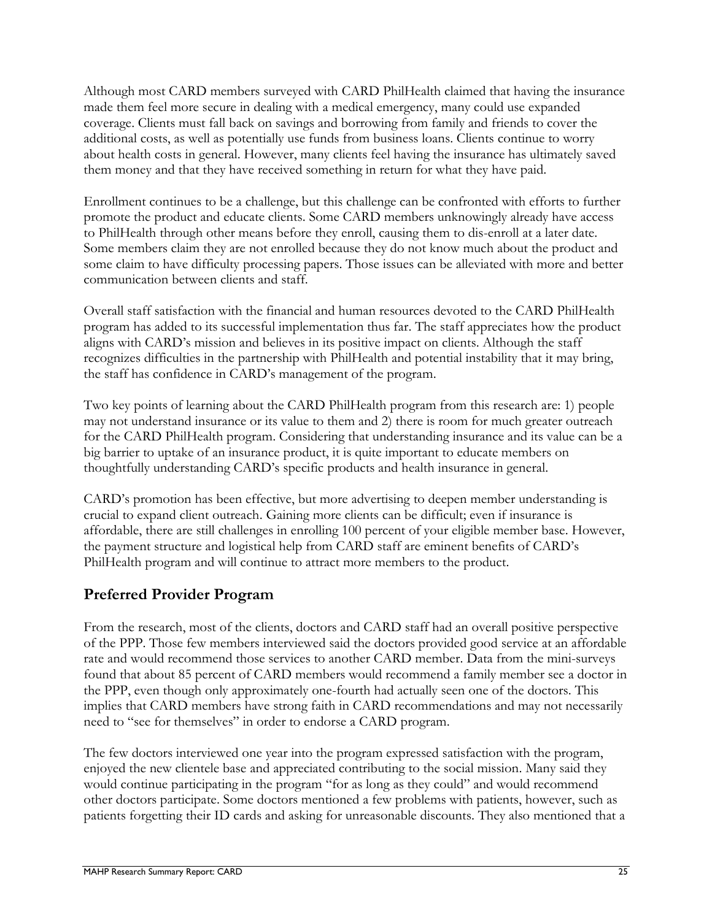Although most CARD members surveyed with CARD PhilHealth claimed that having the insurance made them feel more secure in dealing with a medical emergency, many could use expanded coverage. Clients must fall back on savings and borrowing from family and friends to cover the additional costs, as well as potentially use funds from business loans. Clients continue to worry about health costs in general. However, many clients feel having the insurance has ultimately saved them money and that they have received something in return for what they have paid.

Enrollment continues to be a challenge, but this challenge can be confronted with efforts to further promote the product and educate clients. Some CARD members unknowingly already have access to PhilHealth through other means before they enroll, causing them to dis-enroll at a later date. Some members claim they are not enrolled because they do not know much about the product and some claim to have difficulty processing papers. Those issues can be alleviated with more and better communication between clients and staff.

Overall staff satisfaction with the financial and human resources devoted to the CARD PhilHealth program has added to its successful implementation thus far. The staff appreciates how the product aligns with CARD's mission and believes in its positive impact on clients. Although the staff recognizes difficulties in the partnership with PhilHealth and potential instability that it may bring, the staff has confidence in CARD's management of the program.

Two key points of learning about the CARD PhilHealth program from this research are: 1) people may not understand insurance or its value to them and 2) there is room for much greater outreach for the CARD PhilHealth program. Considering that understanding insurance and its value can be a big barrier to uptake of an insurance product, it is quite important to educate members on thoughtfully understanding CARD's specific products and health insurance in general.

CARD's promotion has been effective, but more advertising to deepen member understanding is crucial to expand client outreach. Gaining more clients can be difficult; even if insurance is affordable, there are still challenges in enrolling 100 percent of your eligible member base. However, the payment structure and logistical help from CARD staff are eminent benefits of CARD's PhilHealth program and will continue to attract more members to the product.

## Preferred Provider Program

From the research, most of the clients, doctors and CARD staff had an overall positive perspective of the PPP. Those few members interviewed said the doctors provided good service at an affordable rate and would recommend those services to another CARD member. Data from the mini-surveys found that about 85 percent of CARD members would recommend a family member see a doctor in the PPP, even though only approximately one-fourth had actually seen one of the doctors. This implies that CARD members have strong faith in CARD recommendations and may not necessarily need to "see for themselves" in order to endorse a CARD program.

The few doctors interviewed one year into the program expressed satisfaction with the program, enjoyed the new clientele base and appreciated contributing to the social mission. Many said they would continue participating in the program "for as long as they could" and would recommend other doctors participate. Some doctors mentioned a few problems with patients, however, such as patients forgetting their ID cards and asking for unreasonable discounts. They also mentioned that a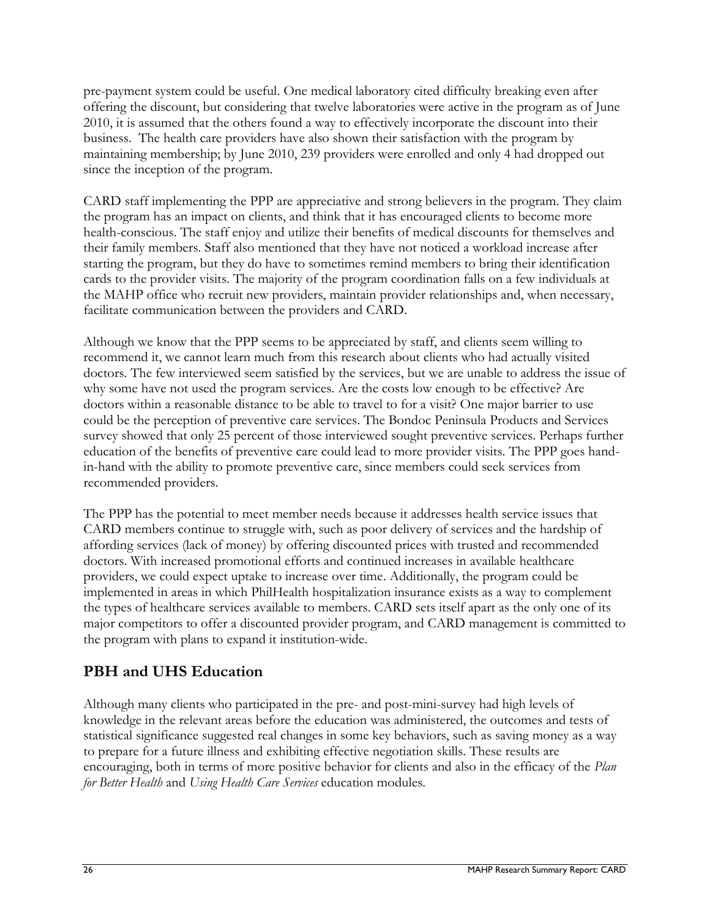pre-payment system could be useful. One medical laboratory cited difficulty breaking even after offering the discount, but considering that twelve laboratories were active in the program as of June 2010, it is assumed that the others found a way to effectively incorporate the discount into their business. The health care providers have also shown their satisfaction with the program by maintaining membership; by June 2010, 239 providers were enrolled and only 4 had dropped out since the inception of the program.

CARD staff implementing the PPP are appreciative and strong believers in the program. They claim the program has an impact on clients, and think that it has encouraged clients to become more health-conscious. The staff enjoy and utilize their benefits of medical discounts for themselves and their family members. Staff also mentioned that they have not noticed a workload increase after starting the program, but they do have to sometimes remind members to bring their identification cards to the provider visits. The majority of the program coordination falls on a few individuals at the MAHP office who recruit new providers, maintain provider relationships and, when necessary, facilitate communication between the providers and CARD.

Although we know that the PPP seems to be appreciated by staff, and clients seem willing to recommend it, we cannot learn much from this research about clients who had actually visited doctors. The few interviewed seem satisfied by the services, but we are unable to address the issue of why some have not used the program services. Are the costs low enough to be effective? Are doctors within a reasonable distance to be able to travel to for a visit? One major barrier to use could be the perception of preventive care services. The Bondoc Peninsula Products and Services survey showed that only 25 percent of those interviewed sought preventive services. Perhaps further education of the benefits of preventive care could lead to more provider visits. The PPP goes hand-in-hand with the ability to promote preventive care, since members could seek services from recommended providers.

The PPP has the potential to meet member needs because it addresses health service issues that CARD members continue to struggle with, such as poor delivery of services and the hardship of affording services (lack of money) by offering discounted prices with trusted and recommended doctors. With increased promotional efforts and continued increases in available healthcare providers, we could expect uptake to increase over time. Additionally, the program could be implemented in areas in which PhilHealth hospitalization insurance exists as a way to complement the types of healthcare services available to members. CARD sets itself apart as the only one of its major competitors to offer a discounted provider program, and CARD management is committed to the program with plans to expand it institution-wide.

## PBH and UHS Education

Although many clients who participated in the pre- and post-mini-survey had high levels of knowledge in the relevant areas before the education was administered, the outcomes and tests of statistical significance suggested real changes in some key behaviors, such as saving money as a way to prepare for a future illness and exhibiting effective negotiation skills. These results are encouraging, both in terms of more positive behavior for clients and also in the efficacy of the *Plan for Better Health* and *Using Health Care Services* education modules.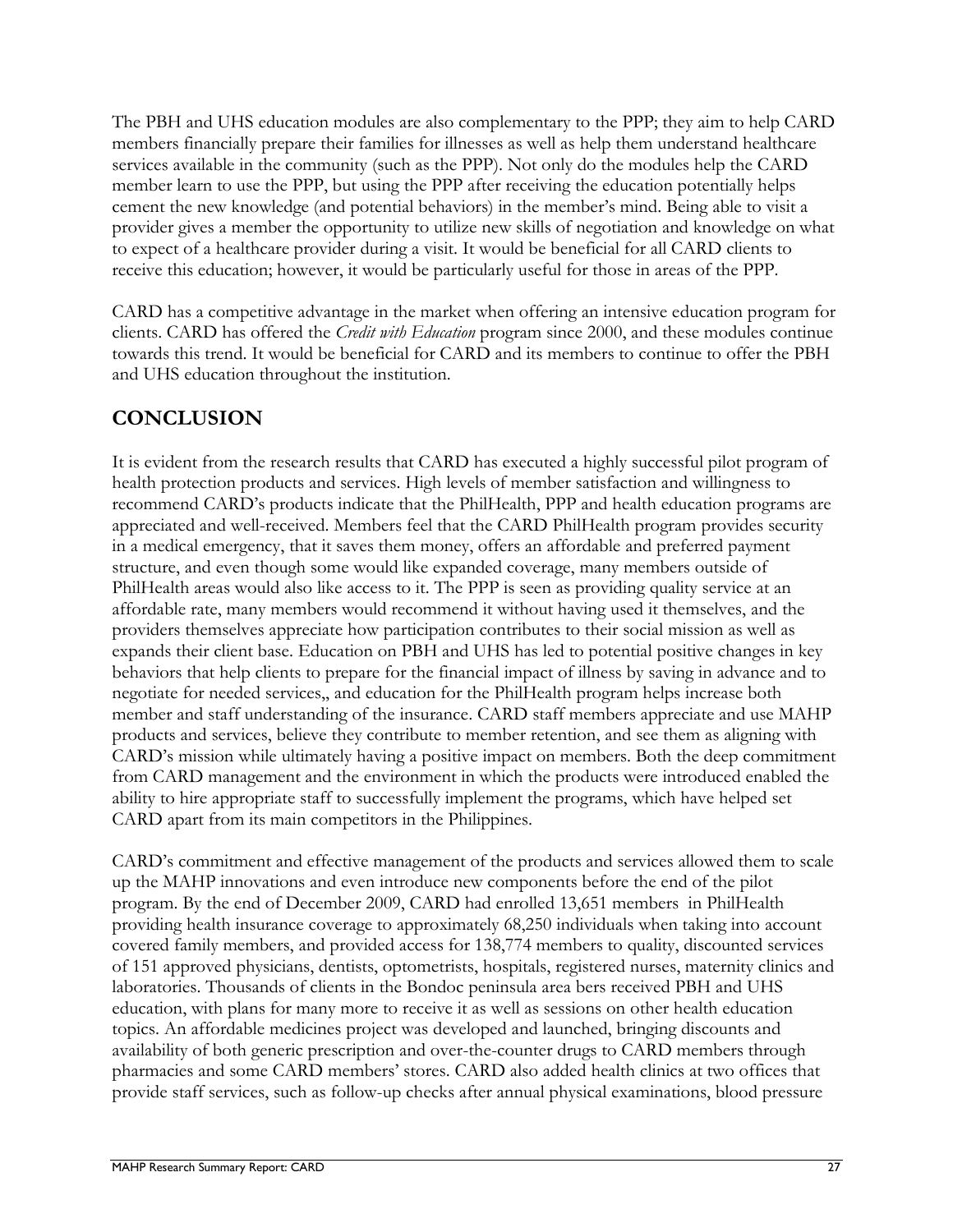The PBH and UHS education modules are also complementary to the PPP; they aim to help CARD members financially prepare their families for illnesses as well as help them understand healthcare services available in the community (such as the PPP). Not only do the modules help the CARD member learn to use the PPP, but using the PPP after receiving the education potentially helps cement the new knowledge (and potential behaviors) in the member's mind. Being able to visit a provider gives a member the opportunity to utilize new skills of negotiation and knowledge on what to expect of a healthcare provider during a visit. It would be beneficial for all CARD clients to receive this education; however, it would be particularly useful for those in areas of the PPP.

CARD has a competitive advantage in the market when offering an intensive education program for clients. CARD has offered the *Credit with Education* program since 2000, and these modules continue towards this trend. It would be beneficial for CARD and its members to continue to offer the PBH and UHS education throughout the institution.

## CONCLUSION

It is evident from the research results that CARD has executed a highly successful pilot program of health protection products and services. High levels of member satisfaction and willingness to recommend CARD's products indicate that the PhilHealth, PPP and health education programs are appreciated and well-received. Members feel that the CARD PhilHealth program provides security in a medical emergency, that it saves them money, offers an affordable and preferred payment structure, and even though some would like expanded coverage, many members outside of PhilHealth areas would also like access to it. The PPP is seen as providing quality service at an affordable rate, many members would recommend it without having used it themselves, and the providers themselves appreciate how participation contributes to their social mission as well as expands their client base. Education on PBH and UHS has led to potential positive changes in key behaviors that help clients to prepare for the financial impact of illness by saving in advance and to negotiate for needed services,, and education for the PhilHealth program helps increase both member and staff understanding of the insurance. CARD staff members appreciate and use MAHP products and services, believe they contribute to member retention, and see them as aligning with CARD's mission while ultimately having a positive impact on members. Both the deep commitment from CARD management and the environment in which the products were introduced enabled the ability to hire appropriate staff to successfully implement the programs, which have helped set CARD apart from its main competitors in the Philippines.

CARD's commitment and effective management of the products and services allowed them to scale up the MAHP innovations and even introduce new components before the end of the pilot program. By the end of December 2009, CARD had enrolled 13,651 members in PhilHealth providing health insurance coverage to approximately 68,250 individuals when taking into account covered family members, and provided access for 138,774 members to quality, discounted services of 151 approved physicians, dentists, optometrists, hospitals, registered nurses, maternity clinics and laboratories. Thousands of clients in the Bondoc peninsula area bers received PBH and UHS education, with plans for many more to receive it as well as sessions on other health education topics. An affordable medicines project was developed and launched, bringing discounts and availability of both generic prescription and over-the-counter drugs to CARD members through pharmacies and some CARD members' stores. CARD also added health clinics at two offices that provide staff services, such as follow-up checks after annual physical examinations, blood pressure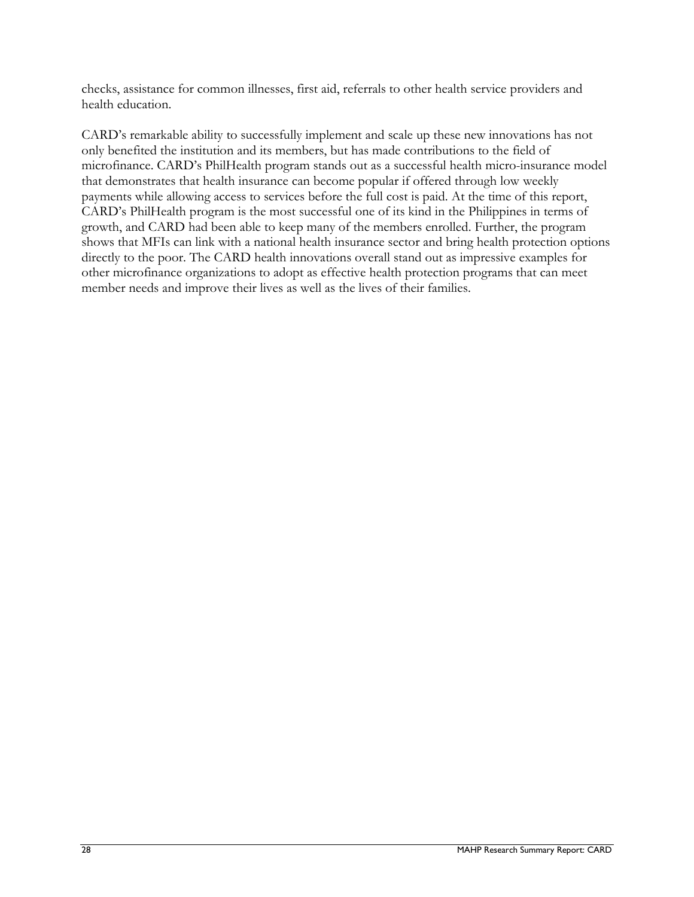checks, assistance for common illnesses, first aid, referrals to other health service providers and health education.

CARD's remarkable ability to successfully implement and scale up these new innovations has not only benefited the institution and its members, but has made contributions to the field of microfinance. CARD's PhilHealth program stands out as a successful health micro-insurance model that demonstrates that health insurance can become popular if offered through low weekly payments while allowing access to services before the full cost is paid. At the time of this report, CARD's PhilHealth program is the most successful one of its kind in the Philippines in terms of growth, and CARD had been able to keep many of the members enrolled. Further, the program shows that MFIs can link with a national health insurance sector and bring health protection options directly to the poor. The CARD health innovations overall stand out as impressive examples for other microfinance organizations to adopt as effective health protection programs that can meet member needs and improve their lives as well as the lives of their families.